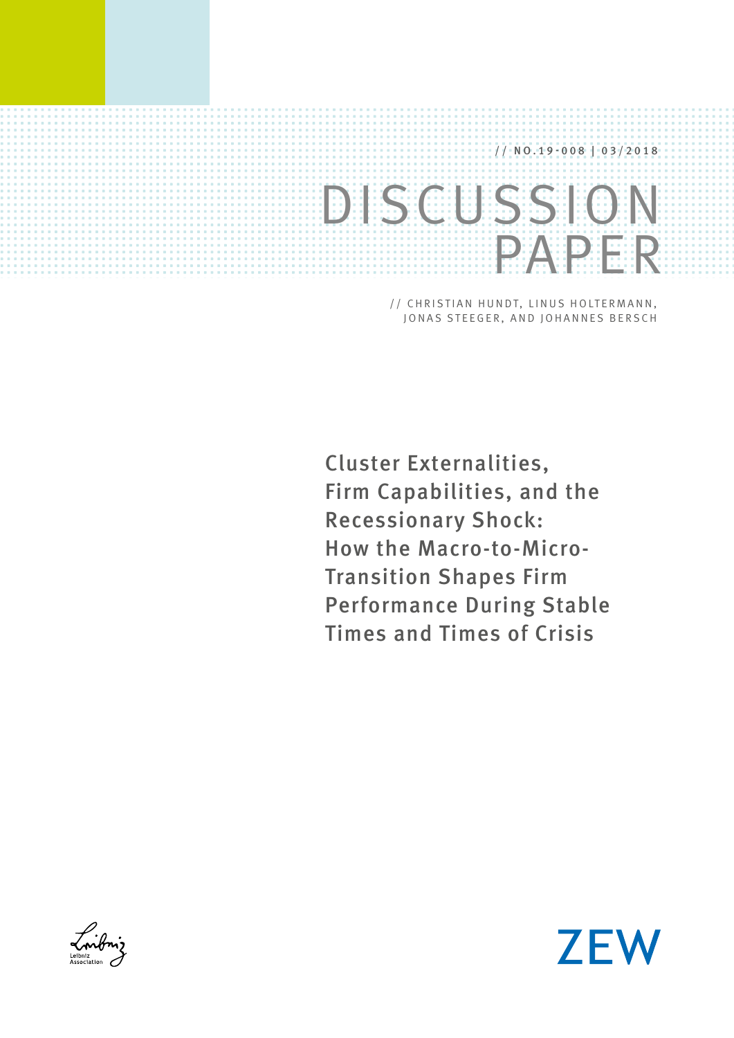// NO.19-008 | 03/2018

# DISCUSSION PAPER

// CHRISTIAN HUNDT, LINUS HOLTERMANN, JONAS STEEGER, AND JOHANNES BERSCH

## Cluster Externalities, Firm Capabilities, and the Recessionary Shock: How the Macro-to-Micro-Transition Shapes Firm Performance During Stable Times and Times of Crisis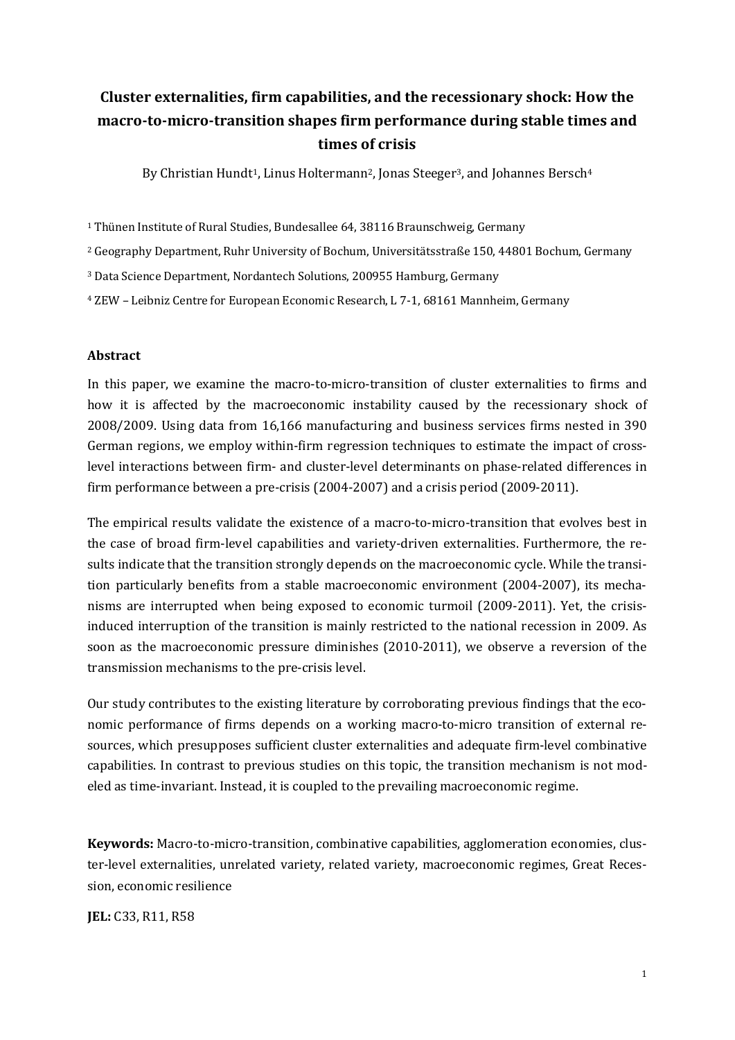# Cluster externalities, firm capabilities, and the recessionary shock: How the macro-to-micro-transition shapes firm performance during stable times and times of crisis

By Christian Hundt[1], Linus Holtermann[2], Jonas Steeger[3], and Johannes Bersch[4]

[1] Thünen Institute of Rural Studies, Bundesallee 64, 38116 Braunschweig, Germany

[2] Geography Department, Ruhr University of Bochum, Universitätsstraße 150, 44801 Bochum, Germany

[3] Data Science Department, Nordantech Solutions, 200955 Hamburg, Germany

[4] ZEW – Leibniz Centre for European Economic Research, L 7-1, 68161 Mannheim, Germany

### Abstract

In this paper, we examine the macro-to-micro-transition of cluster externalities to firms and how it is affected by the macroeconomic instability caused by the recessionary shock of 2008/2009. Using data from 16,166 manufacturing and business services firms nested in 390 German regions, we employ within-firm regression techniques to estimate the impact of cross-level interactions between firm- and cluster-level determinants on phase-related differences in firm performance between a pre-crisis (2004-2007) and a crisis period (2009-2011).

The empirical results validate the existence of a macro-to-micro-transition that evolves best in the case of broad firm-level capabilities and variety-driven externalities. Furthermore, the results indicate that the transition strongly depends on the macroeconomic cycle. While the transition particularly benefits from a stable macroeconomic environment (2004-2007), its mechanisms are interrupted when being exposed to economic turmoil (2009-2011). Yet, the crisis-induced interruption of the transition is mainly restricted to the national recession in 2009. As soon as the macroeconomic pressure diminishes (2010-2011), we observe a reversion of the transmission mechanisms to the pre-crisis level.

Our study contributes to the existing literature by corroborating previous findings that the economic performance of firms depends on a working macro-to-micro transition of external resources, which presupposes sufficient cluster externalities and adequate firm-level combinative capabilities. In contrast to previous studies on this topic, the transition mechanism is not modeled as time-invariant. Instead, it is coupled to the prevailing macroeconomic regime.

**Keywords:** Macro-to-micro-transition, combinative capabilities, agglomeration economies, cluster-level externalities, unrelated variety, related variety, macroeconomic regimes, Great Recession, economic resilience

**JEL:** C33, R11, R58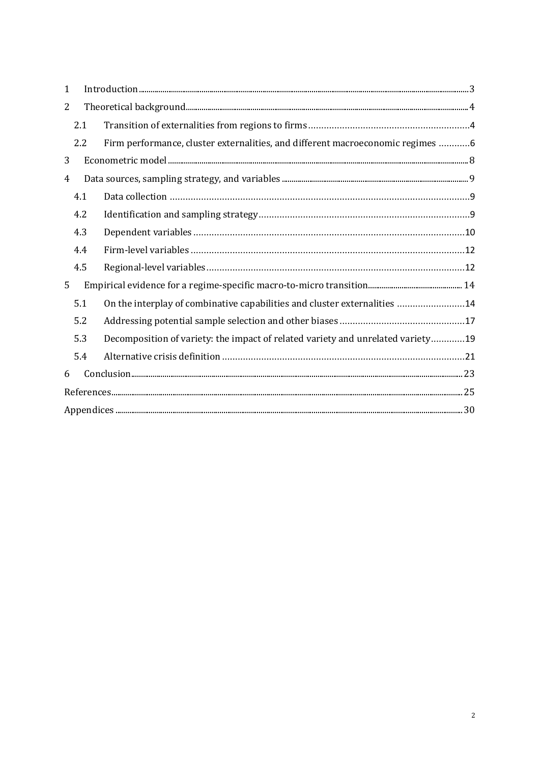| | | |
|---|---|---|
| 1 | Introduction | 3 |
| 2 | Theoretical background | 4 |
| 2.1 | Transition of externalities from regions to firms | 4 |
| 2.2 | Firm performance, cluster externalities, and different macroeconomic regimes | 6 |
| 3 | Econometric model | 8 |
| 4 | Data sources, sampling strategy, and variables | 9 |
| 4.1 | Data collection | 9 |
| 4.2 | Identification and sampling strategy | 9 |
| 4.3 | Dependent variables | 10 |
| 4.4 | Firm-level variables | 12 |
| 4.5 | Regional-level variables | 12 |
| 5 | Empirical evidence for a regime-specific macro-to-micro transition | 14 |
| 5.1 | On the interplay of combinative capabilities and cluster externalities | 14 |
| 5.2 | Addressing potential sample selection and other biases | 17 |
| 5.3 | Decomposition of variety: the impact of related variety and unrelated variety | 19 |
| 5.4 | Alternative crisis definition | 21 |
| 6 | Conclusion | 23 |
| | References | 25 |
| | Appendices | 30 |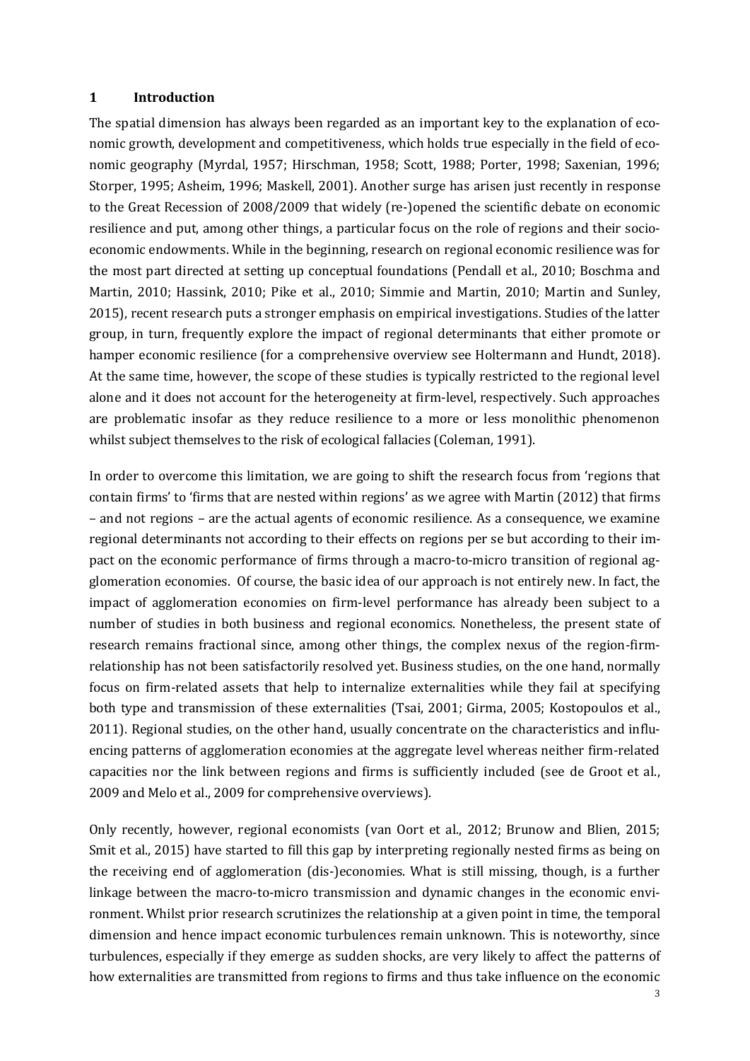## 1 Introduction

The spatial dimension has always been regarded as an important key to the explanation of economic growth, development and competitiveness, which holds true especially in the field of economic geography (Myrdal, 1957; Hirschman, 1958; Scott, 1988; Porter, 1998; Saxenian, 1996; Storper, 1995; Asheim, 1996; Maskell, 2001). Another surge has arisen just recently in response to the Great Recession of 2008/2009 that widely (re-)opened the scientific debate on economic resilience and put, among other things, a particular focus on the role of regions and their socio-economic endowments. While in the beginning, research on regional economic resilience was for the most part directed at setting up conceptual foundations (Pendall et al., 2010; Boschma and Martin, 2010; Hassink, 2010; Pike et al., 2010; Simmie and Martin, 2010; Martin and Sunley, 2015), recent research puts a stronger emphasis on empirical investigations. Studies of the latter group, in turn, frequently explore the impact of regional determinants that either promote or hamper economic resilience (for a comprehensive overview see Holtermann and Hundt, 2018). At the same time, however, the scope of these studies is typically restricted to the regional level alone and it does not account for the heterogeneity at firm-level, respectively. Such approaches are problematic insofar as they reduce resilience to a more or less monolithic phenomenon whilst subject themselves to the risk of ecological fallacies (Coleman, 1991).

In order to overcome this limitation, we are going to shift the research focus from 'regions that contain firms' to 'firms that are nested within regions' as we agree with Martin (2012) that firms – and not regions – are the actual agents of economic resilience. As a consequence, we examine regional determinants not according to their effects on regions per se but according to their impact on the economic performance of firms through a macro-to-micro transition of regional agglomeration economies. Of course, the basic idea of our approach is not entirely new. In fact, the impact of agglomeration economies on firm-level performance has already been subject to a number of studies in both business and regional economics. Nonetheless, the present state of research remains fractional since, among other things, the complex nexus of the region-firm-relationship has not been satisfactorily resolved yet. Business studies, on the one hand, normally focus on firm-related assets that help to internalize externalities while they fail at specifying both type and transmission of these externalities (Tsai, 2001; Girma, 2005; Kostopoulos et al., 2011). Regional studies, on the other hand, usually concentrate on the characteristics and influencing patterns of agglomeration economies at the aggregate level whereas neither firm-related capacities nor the link between regions and firms is sufficiently included (see de Groot et al., 2009 and Melo et al., 2009 for comprehensive overviews).

Only recently, however, regional economists (van Oort et al., 2012; Brunow and Blien, 2015; Smit et al., 2015) have started to fill this gap by interpreting regionally nested firms as being on the receiving end of agglomeration (dis-)economies. What is still missing, though, is a further linkage between the macro-to-micro transmission and dynamic changes in the economic environment. Whilst prior research scrutinizes the relationship at a given point in time, the temporal dimension and hence impact economic turbulences remain unknown. This is noteworthy, since turbulences, especially if they emerge as sudden shocks, are very likely to affect the patterns of how externalities are transmitted from regions to firms and thus take influence on the economic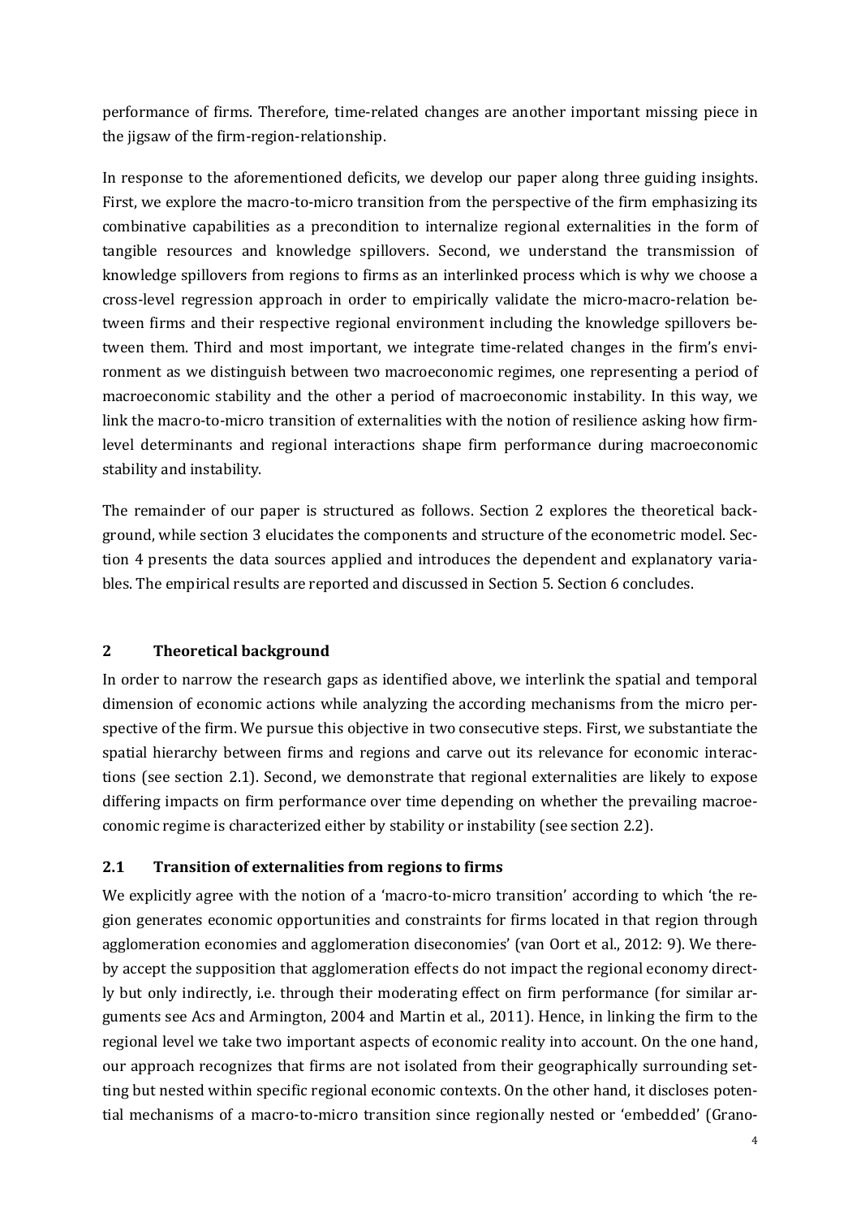performance of firms. Therefore, time-related changes are another important missing piece in the jigsaw of the firm-region-relationship.

In response to the aforementioned deficits, we develop our paper along three guiding insights. First, we explore the macro-to-micro transition from the perspective of the firm emphasizing its combinative capabilities as a precondition to internalize regional externalities in the form of tangible resources and knowledge spillovers. Second, we understand the transmission of knowledge spillovers from regions to firms as an interlinked process which is why we choose a cross-level regression approach in order to empirically validate the micro-macro-relation between firms and their respective regional environment including the knowledge spillovers between them. Third and most important, we integrate time-related changes in the firm's environment as we distinguish between two macroeconomic regimes, one representing a period of macroeconomic stability and the other a period of macroeconomic instability. In this way, we link the macro-to-micro transition of externalities with the notion of resilience asking how firm-level determinants and regional interactions shape firm performance during macroeconomic stability and instability.

The remainder of our paper is structured as follows. Section 2 explores the theoretical background, while section 3 elucidates the components and structure of the econometric model. Section 4 presents the data sources applied and introduces the dependent and explanatory variables. The empirical results are reported and discussed in Section 5. Section 6 concludes.

## 2 Theoretical background

In order to narrow the research gaps as identified above, we interlink the spatial and temporal dimension of economic actions while analyzing the according mechanisms from the micro perspective of the firm. We pursue this objective in two consecutive steps. First, we substantiate the spatial hierarchy between firms and regions and carve out its relevance for economic interactions (see section 2.1). Second, we demonstrate that regional externalities are likely to expose differing impacts on firm performance over time depending on whether the prevailing macroeconomic regime is characterized either by stability or instability (see section 2.2).

### 2.1 Transition of externalities from regions to firms

We explicitly agree with the notion of a 'macro-to-micro transition' according to which 'the region generates economic opportunities and constraints for firms located in that region through agglomeration economies and agglomeration diseconomies' (van Oort et al., 2012: 9). We thereby accept the supposition that agglomeration effects do not impact the regional economy directly but only indirectly, i.e. through their moderating effect on firm performance (for similar arguments see Acs and Armington, 2004 and Martin et al., 2011). Hence, in linking the firm to the regional level we take two important aspects of economic reality into account. On the one hand, our approach recognizes that firms are not isolated from their geographically surrounding setting but nested within specific regional economic contexts. On the other hand, it discloses potential mechanisms of a macro-to-micro transition since regionally nested or 'embedded' (Grano-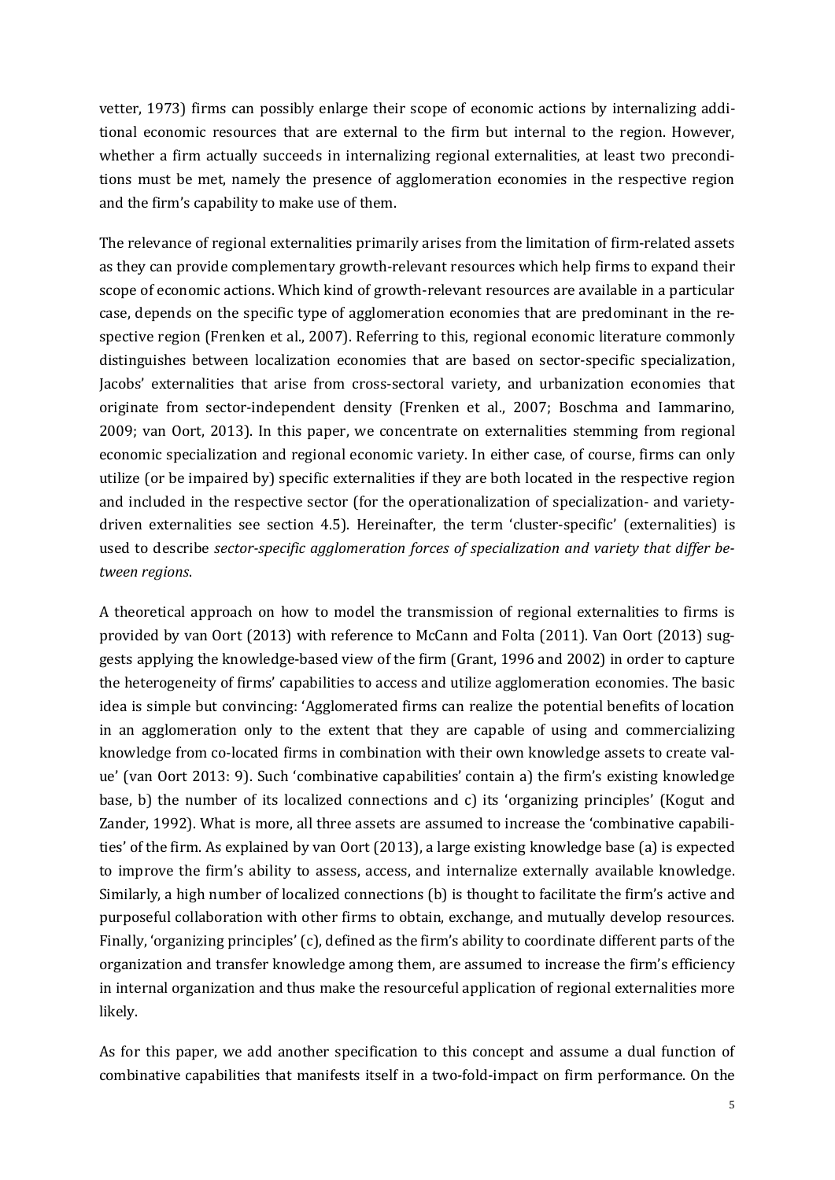vetter, 1973) firms can possibly enlarge their scope of economic actions by internalizing additional economic resources that are external to the firm but internal to the region. However, whether a firm actually succeeds in internalizing regional externalities, at least two preconditions must be met, namely the presence of agglomeration economies in the respective region and the firm's capability to make use of them.

The relevance of regional externalities primarily arises from the limitation of firm-related assets as they can provide complementary growth-relevant resources which help firms to expand their scope of economic actions. Which kind of growth-relevant resources are available in a particular case, depends on the specific type of agglomeration economies that are predominant in the respective region (Frenken et al., 2007). Referring to this, regional economic literature commonly distinguishes between localization economies that are based on sector-specific specialization, Jacobs' externalities that arise from cross-sectoral variety, and urbanization economies that originate from sector-independent density (Frenken et al., 2007; Boschma and Iammarino, 2009; van Oort, 2013). In this paper, we concentrate on externalities stemming from regional economic specialization and regional economic variety. In either case, of course, firms can only utilize (or be impaired by) specific externalities if they are both located in the respective region and included in the respective sector (for the operationalization of specialization- and variety-driven externalities see section 4.5). Hereinafter, the term 'cluster-specific' (externalities) is used to describe *sector-specific agglomeration forces of specialization and variety that differ between regions*.

A theoretical approach on how to model the transmission of regional externalities to firms is provided by van Oort (2013) with reference to McCann and Folta (2011). Van Oort (2013) suggests applying the knowledge-based view of the firm (Grant, 1996 and 2002) in order to capture the heterogeneity of firms' capabilities to access and utilize agglomeration economies. The basic idea is simple but convincing: 'Agglomerated firms can realize the potential benefits of location in an agglomeration only to the extent that they are capable of using and commercializing knowledge from co-located firms in combination with their own knowledge assets to create value' (van Oort 2013: 9). Such 'combinative capabilities' contain a) the firm's existing knowledge base, b) the number of its localized connections and c) its 'organizing principles' (Kogut and Zander, 1992). What is more, all three assets are assumed to increase the 'combinative capabilities' of the firm. As explained by van Oort (2013), a large existing knowledge base (a) is expected to improve the firm's ability to assess, access, and internalize externally available knowledge. Similarly, a high number of localized connections (b) is thought to facilitate the firm's active and purposeful collaboration with other firms to obtain, exchange, and mutually develop resources. Finally, 'organizing principles' (c), defined as the firm's ability to coordinate different parts of the organization and transfer knowledge among them, are assumed to increase the firm's efficiency in internal organization and thus make the resourceful application of regional externalities more likely.

As for this paper, we add another specification to this concept and assume a dual function of combinative capabilities that manifests itself in a two-fold-impact on firm performance. On the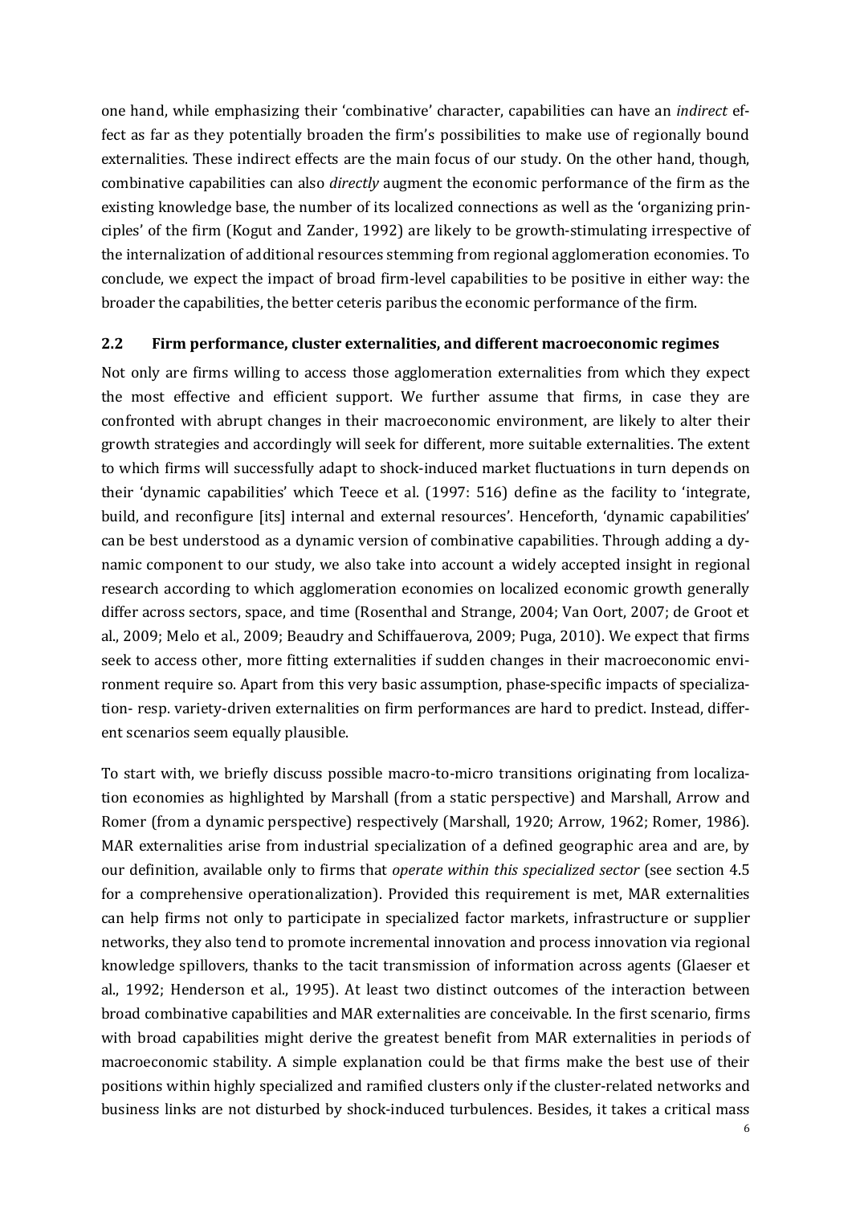one hand, while emphasizing their 'combinative' character, capabilities can have an *indirect* effect as far as they potentially broaden the firm's possibilities to make use of regionally bound externalities. These indirect effects are the main focus of our study. On the other hand, though, combinative capabilities can also *directly* augment the economic performance of the firm as the existing knowledge base, the number of its localized connections as well as the 'organizing principles' of the firm (Kogut and Zander, 1992) are likely to be growth-stimulating irrespective of the internalization of additional resources stemming from regional agglomeration economies. To conclude, we expect the impact of broad firm-level capabilities to be positive in either way: the broader the capabilities, the better ceteris paribus the economic performance of the firm.

## 2.2 Firm performance, cluster externalities, and different macroeconomic regimes

Not only are firms willing to access those agglomeration externalities from which they expect the most effective and efficient support. We further assume that firms, in case they are confronted with abrupt changes in their macroeconomic environment, are likely to alter their growth strategies and accordingly will seek for different, more suitable externalities. The extent to which firms will successfully adapt to shock-induced market fluctuations in turn depends on their 'dynamic capabilities' which Teece et al. (1997: 516) define as the facility to 'integrate, build, and reconfigure [its] internal and external resources'. Henceforth, 'dynamic capabilities' can be best understood as a dynamic version of combinative capabilities. Through adding a dynamic component to our study, we also take into account a widely accepted insight in regional research according to which agglomeration economies on localized economic growth generally differ across sectors, space, and time (Rosenthal and Strange, 2004; Van Oort, 2007; de Groot et al., 2009; Melo et al., 2009; Beaudry and Schiffauerova, 2009; Puga, 2010). We expect that firms seek to access other, more fitting externalities if sudden changes in their macroeconomic environment require so. Apart from this very basic assumption, phase-specific impacts of specialization- resp. variety-driven externalities on firm performances are hard to predict. Instead, different scenarios seem equally plausible.

To start with, we briefly discuss possible macro-to-micro transitions originating from localization economies as highlighted by Marshall (from a static perspective) and Marshall, Arrow and Romer (from a dynamic perspective) respectively (Marshall, 1920; Arrow, 1962; Romer, 1986). MAR externalities arise from industrial specialization of a defined geographic area and are, by our definition, available only to firms that *operate within this specialized sector* (see section 4.5 for a comprehensive operationalization). Provided this requirement is met, MAR externalities can help firms not only to participate in specialized factor markets, infrastructure or supplier networks, they also tend to promote incremental innovation and process innovation via regional knowledge spillovers, thanks to the tacit transmission of information across agents (Glaeser et al., 1992; Henderson et al., 1995). At least two distinct outcomes of the interaction between broad combinative capabilities and MAR externalities are conceivable. In the first scenario, firms with broad capabilities might derive the greatest benefit from MAR externalities in periods of macroeconomic stability. A simple explanation could be that firms make the best use of their positions within highly specialized and ramified clusters only if the cluster-related networks and business links are not disturbed by shock-induced turbulences. Besides, it takes a critical mass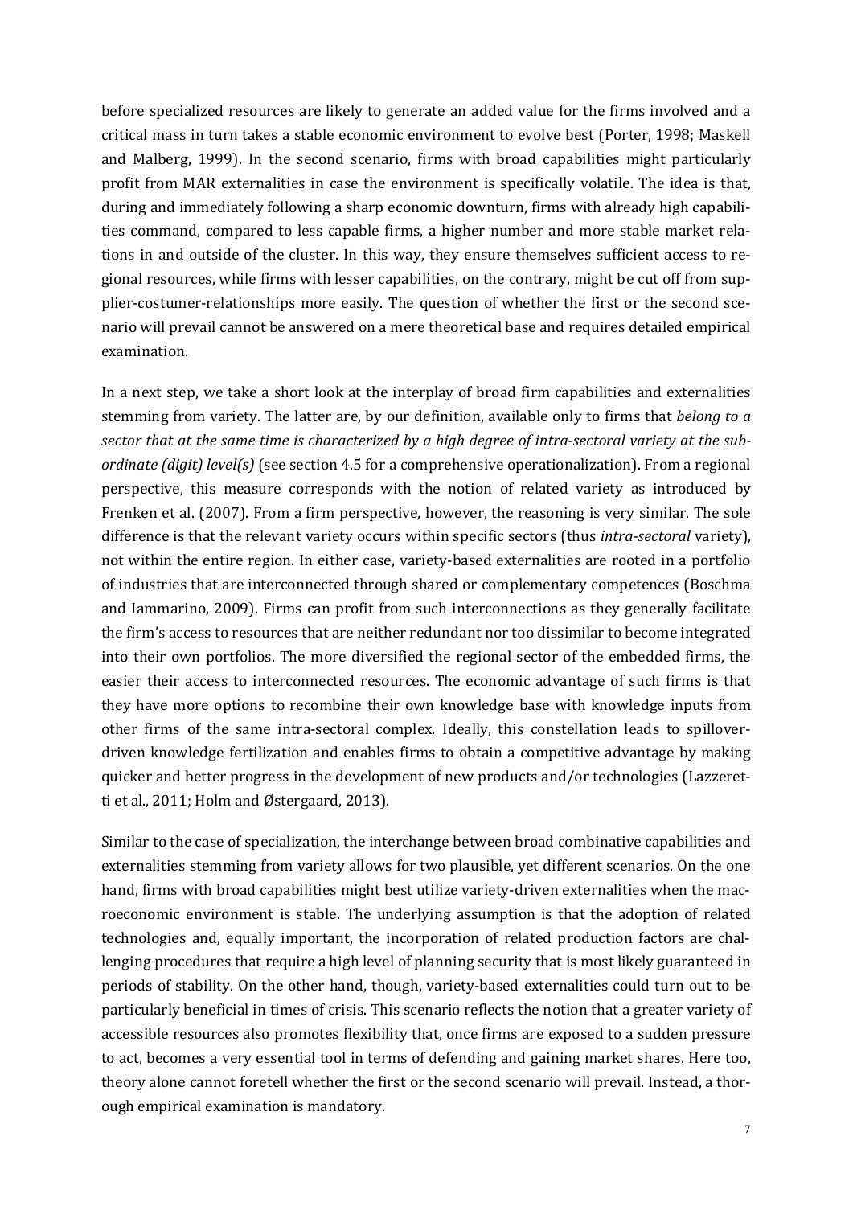before specialized resources are likely to generate an added value for the firms involved and a critical mass in turn takes a stable economic environment to evolve best (Porter, 1998; Maskell and Malberg, 1999). In the second scenario, firms with broad capabilities might particularly profit from MAR externalities in case the environment is specifically volatile. The idea is that, during and immediately following a sharp economic downturn, firms with already high capabilities command, compared to less capable firms, a higher number and more stable market relations in and outside of the cluster. In this way, they ensure themselves sufficient access to regional resources, while firms with lesser capabilities, on the contrary, might be cut off from supplier-costumer-relationships more easily. The question of whether the first or the second scenario will prevail cannot be answered on a mere theoretical base and requires detailed empirical examination.

In a next step, we take a short look at the interplay of broad firm capabilities and externalities stemming from variety. The latter are, by our definition, available only to firms that *belong to a sector that at the same time is characterized by a high degree of intra-sectoral variety at the subordinate (digit) level(s)* (see section 4.5 for a comprehensive operationalization). From a regional perspective, this measure corresponds with the notion of related variety as introduced by Frenken et al. (2007). From a firm perspective, however, the reasoning is very similar. The sole difference is that the relevant variety occurs within specific sectors (thus *intra-sectoral* variety), not within the entire region. In either case, variety-based externalities are rooted in a portfolio of industries that are interconnected through shared or complementary competences (Boschma and Iammarino, 2009). Firms can profit from such interconnections as they generally facilitate the firm's access to resources that are neither redundant nor too dissimilar to become integrated into their own portfolios. The more diversified the regional sector of the embedded firms, the easier their access to interconnected resources. The economic advantage of such firms is that they have more options to recombine their own knowledge base with knowledge inputs from other firms of the same intra-sectoral complex. Ideally, this constellation leads to spillover-driven knowledge fertilization and enables firms to obtain a competitive advantage by making quicker and better progress in the development of new products and/or technologies (Lazzeretti et al., 2011; Holm and Østergaard, 2013).

Similar to the case of specialization, the interchange between broad combinative capabilities and externalities stemming from variety allows for two plausible, yet different scenarios. On the one hand, firms with broad capabilities might best utilize variety-driven externalities when the macroeconomic environment is stable. The underlying assumption is that the adoption of related technologies and, equally important, the incorporation of related production factors are challenging procedures that require a high level of planning security that is most likely guaranteed in periods of stability. On the other hand, though, variety-based externalities could turn out to be particularly beneficial in times of crisis. This scenario reflects the notion that a greater variety of accessible resources also promotes flexibility that, once firms are exposed to a sudden pressure to act, becomes a very essential tool in terms of defending and gaining market shares. Here too, theory alone cannot foretell whether the first or the second scenario will prevail. Instead, a thorough empirical examination is mandatory.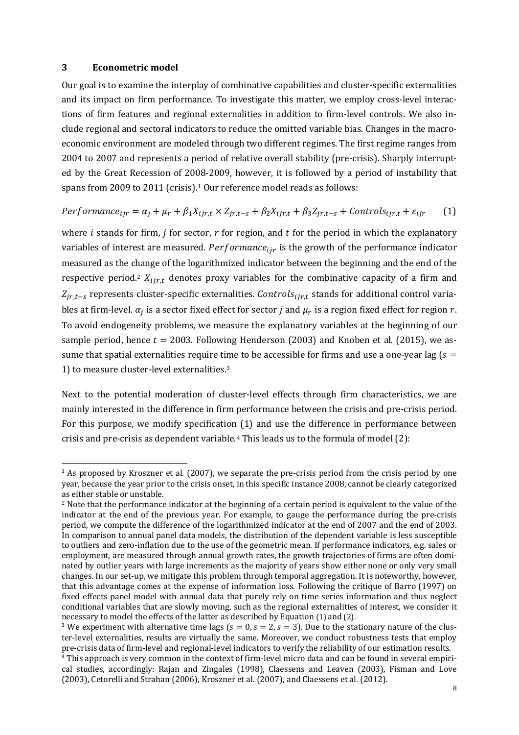## 3 Econometric model

Our goal is to examine the interplay of combinative capabilities and cluster-specific externalities and its impact on firm performance. To investigate this matter, we employ cross-level interactions of firm features and regional externalities in addition to firm-level controls. We also include regional and sectoral indicators to reduce the omitted variable bias. Changes in the macroeconomic environment are modeled through two different regimes. The first regime ranges from 2004 to 2007 and represents a period of relative overall stability (pre-crisis). Sharply interrupted by the Great Recession of 2008-2009, however, it is followed by a period of instability that spans from 2009 to 2011 (crisis).[1] Our reference model reads as follows:

$$Performance_{ijr} = \alpha_j + \mu_r + \beta_1 X_{ijr,t} \times Z_{jr,t-s} + \beta_2 X_{ijr,t} + \beta_3 Z_{jr,t-s} + Controls_{ijr,t} + \varepsilon_{ijr} \qquad (1)$$

where $i$ stands for firm, $j$ for sector, $r$ for region, and $t$ for the period in which the explanatory variables of interest are measured. $Performance_{ijr}$ is the growth of the performance indicator measured as the change of the logarithmized indicator between the beginning and the end of the respective period.[2] $X_{ijr,t}$ denotes proxy variables for the combinative capacity of a firm and $Z_{jr,t-s}$ represents cluster-specific externalities. $Controls_{ijr,t}$ stands for additional control variables at firm-level. $\alpha_j$ is a sector fixed effect for sector $j$ and $\mu_r$ is a region fixed effect for region $r$. To avoid endogeneity problems, we measure the explanatory variables at the beginning of our sample period, hence $t = 2003$. Following Henderson (2003) and Knoben et al. (2015), we assume that spatial externalities require time to be accessible for firms and use a one-year lag ($s = 1$) to measure cluster-level externalities.[3]

Next to the potential moderation of cluster-level effects through firm characteristics, we are mainly interested in the difference in firm performance between the crisis and pre-crisis period. For this purpose, we modify specification (1) and use the difference in performance between crisis and pre-crisis as dependent variable.[4] This leads us to the formula of model (2):

---

[1] As proposed by Kroszner et al. (2007), we separate the pre-crisis period from the crisis period by one year, because the year prior to the crisis onset, in this specific instance 2008, cannot be clearly categorized as either stable or unstable.

[2] Note that the performance indicator at the beginning of a certain period is equivalent to the value of the indicator at the end of the previous year. For example, to gauge the performance during the pre-crisis period, we compute the difference of the logarithmized indicator at the end of 2007 and the end of 2003. In comparison to annual panel data models, the distribution of the dependent variable is less susceptible to outliers and zero-inflation due to the use of the geometric mean. If performance indicators, e.g. sales or employment, are measured through annual growth rates, the growth trajectories of firms are often dominated by outlier years with large increments as the majority of years show either none or only very small changes. In our set-up, we mitigate this problem through temporal aggregation. It is noteworthy, however, that this advantage comes at the expense of information loss. Following the critique of Barro (1997) on fixed effects panel model with annual data that purely rely on time series information and thus neglect conditional variables that are slowly moving, such as the regional externalities of interest, we consider it necessary to model the effects of the latter as described by Equation (1) and (2).

[3] We experiment with alternative time lags ($s = 0, s = 2, s = 3$). Due to the stationary nature of the cluster-level externalities, results are virtually the same. Moreover, we conduct robustness tests that employ pre-crisis data of firm-level and regional-level indicators to verify the reliability of our estimation results.

[4] This approach is very common in the context of firm-level micro data and can be found in several empirical studies, accordingly: Rajan and Zingales (1998), Claessens and Leaven (2003), Fisman and Love (2003), Cetorelli and Strahan (2006), Kroszner et al. (2007), and Claessens et al. (2012).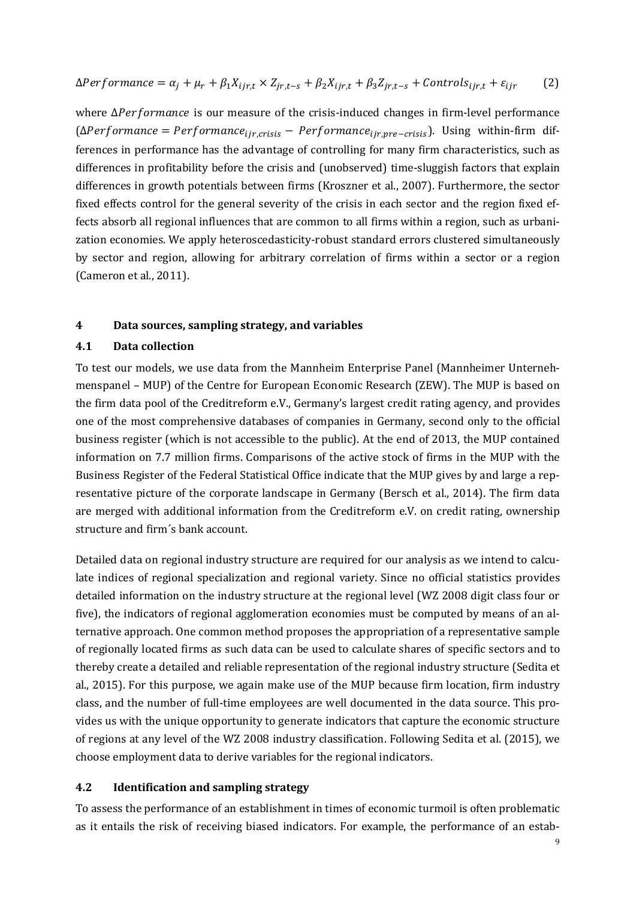$$\Delta Performance = \alpha_j + \mu_r + \beta_1 X_{ijr,t} \times Z_{jr,t-s} + \beta_2 X_{ijr,t} + \beta_3 Z_{jr,t-s} + Controls_{ijr,t} + \varepsilon_{ijr} \qquad (2)$$

where $\Delta Performance$ is our measure of the crisis-induced changes in firm-level performance ($\Delta Performance = Performance_{ijr,crisis} - Performance_{ijr,pre-crisis}$). Using within-firm differences in performance has the advantage of controlling for many firm characteristics, such as differences in profitability before the crisis and (unobserved) time-sluggish factors that explain differences in growth potentials between firms (Kroszner et al., 2007). Furthermore, the sector fixed effects control for the general severity of the crisis in each sector and the region fixed effects absorb all regional influences that are common to all firms within a region, such as urbanization economies. We apply heteroscedasticity-robust standard errors clustered simultaneously by sector and region, allowing for arbitrary correlation of firms within a sector or a region (Cameron et al., 2011).

## 4 Data sources, sampling strategy, and variables

### 4.1 Data collection

To test our models, we use data from the Mannheim Enterprise Panel (Mannheimer Unternehmenspanel – MUP) of the Centre for European Economic Research (ZEW). The MUP is based on the firm data pool of the Creditreform e.V., Germany's largest credit rating agency, and provides one of the most comprehensive databases of companies in Germany, second only to the official business register (which is not accessible to the public). At the end of 2013, the MUP contained information on 7.7 million firms. Comparisons of the active stock of firms in the MUP with the Business Register of the Federal Statistical Office indicate that the MUP gives by and large a representative picture of the corporate landscape in Germany (Bersch et al., 2014). The firm data are merged with additional information from the Creditreform e.V. on credit rating, ownership structure and firm´s bank account.

Detailed data on regional industry structure are required for our analysis as we intend to calculate indices of regional specialization and regional variety. Since no official statistics provides detailed information on the industry structure at the regional level (WZ 2008 digit class four or five), the indicators of regional agglomeration economies must be computed by means of an alternative approach. One common method proposes the appropriation of a representative sample of regionally located firms as such data can be used to calculate shares of specific sectors and to thereby create a detailed and reliable representation of the regional industry structure (Sedita et al., 2015). For this purpose, we again make use of the MUP because firm location, firm industry class, and the number of full-time employees are well documented in the data source. This provides us with the unique opportunity to generate indicators that capture the economic structure of regions at any level of the WZ 2008 industry classification. Following Sedita et al. (2015), we choose employment data to derive variables for the regional indicators.

### 4.2 Identification and sampling strategy

To assess the performance of an establishment in times of economic turmoil is often problematic as it entails the risk of receiving biased indicators. For example, the performance of an estab-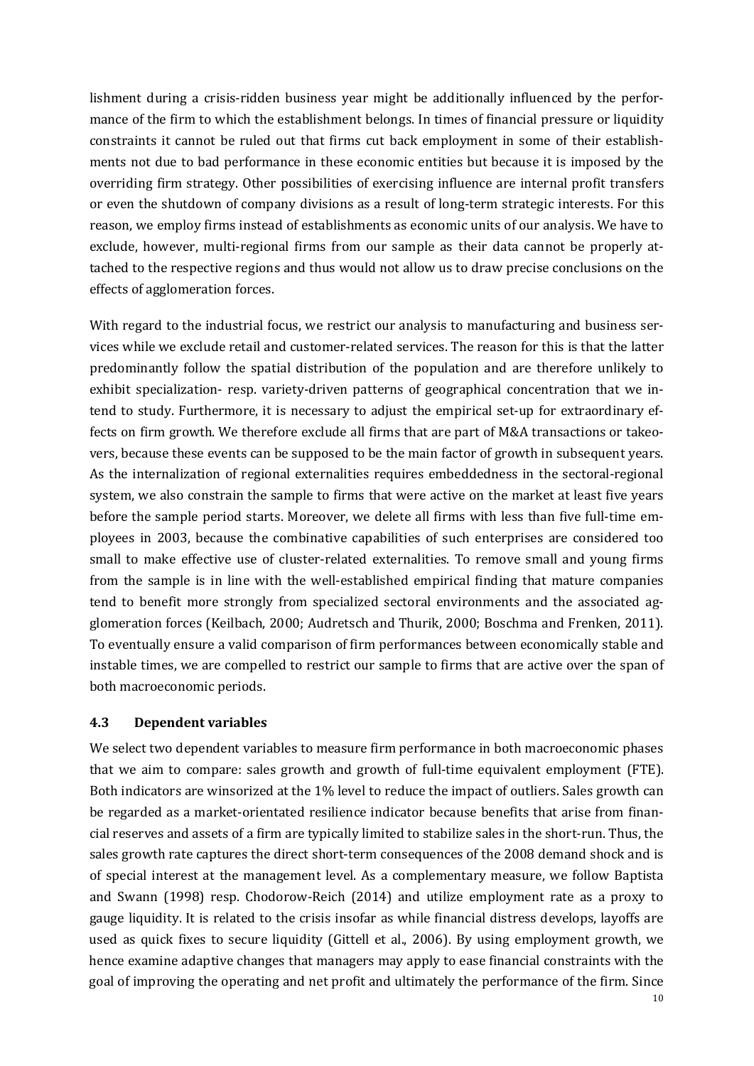lishment during a crisis-ridden business year might be additionally influenced by the performance of the firm to which the establishment belongs. In times of financial pressure or liquidity constraints it cannot be ruled out that firms cut back employment in some of their establishments not due to bad performance in these economic entities but because it is imposed by the overriding firm strategy. Other possibilities of exercising influence are internal profit transfers or even the shutdown of company divisions as a result of long-term strategic interests. For this reason, we employ firms instead of establishments as economic units of our analysis. We have to exclude, however, multi-regional firms from our sample as their data cannot be properly attached to the respective regions and thus would not allow us to draw precise conclusions on the effects of agglomeration forces.

With regard to the industrial focus, we restrict our analysis to manufacturing and business services while we exclude retail and customer-related services. The reason for this is that the latter predominantly follow the spatial distribution of the population and are therefore unlikely to exhibit specialization- resp. variety-driven patterns of geographical concentration that we intend to study. Furthermore, it is necessary to adjust the empirical set-up for extraordinary effects on firm growth. We therefore exclude all firms that are part of M&A transactions or takeovers, because these events can be supposed to be the main factor of growth in subsequent years. As the internalization of regional externalities requires embeddedness in the sectoral-regional system, we also constrain the sample to firms that were active on the market at least five years before the sample period starts. Moreover, we delete all firms with less than five full-time employees in 2003, because the combinative capabilities of such enterprises are considered too small to make effective use of cluster-related externalities. To remove small and young firms from the sample is in line with the well-established empirical finding that mature companies tend to benefit more strongly from specialized sectoral environments and the associated agglomeration forces (Keilbach, 2000; Audretsch and Thurik, 2000; Boschma and Frenken, 2011). To eventually ensure a valid comparison of firm performances between economically stable and instable times, we are compelled to restrict our sample to firms that are active over the span of both macroeconomic periods.

### 4.3 Dependent variables

We select two dependent variables to measure firm performance in both macroeconomic phases that we aim to compare: sales growth and growth of full-time equivalent employment (FTE). Both indicators are winsorized at the 1% level to reduce the impact of outliers. Sales growth can be regarded as a market-orientated resilience indicator because benefits that arise from financial reserves and assets of a firm are typically limited to stabilize sales in the short-run. Thus, the sales growth rate captures the direct short-term consequences of the 2008 demand shock and is of special interest at the management level. As a complementary measure, we follow Baptista and Swann (1998) resp. Chodorow-Reich (2014) and utilize employment rate as a proxy to gauge liquidity. It is related to the crisis insofar as while financial distress develops, layoffs are used as quick fixes to secure liquidity (Gittell et al., 2006). By using employment growth, we hence examine adaptive changes that managers may apply to ease financial constraints with the goal of improving the operating and net profit and ultimately the performance of the firm. Since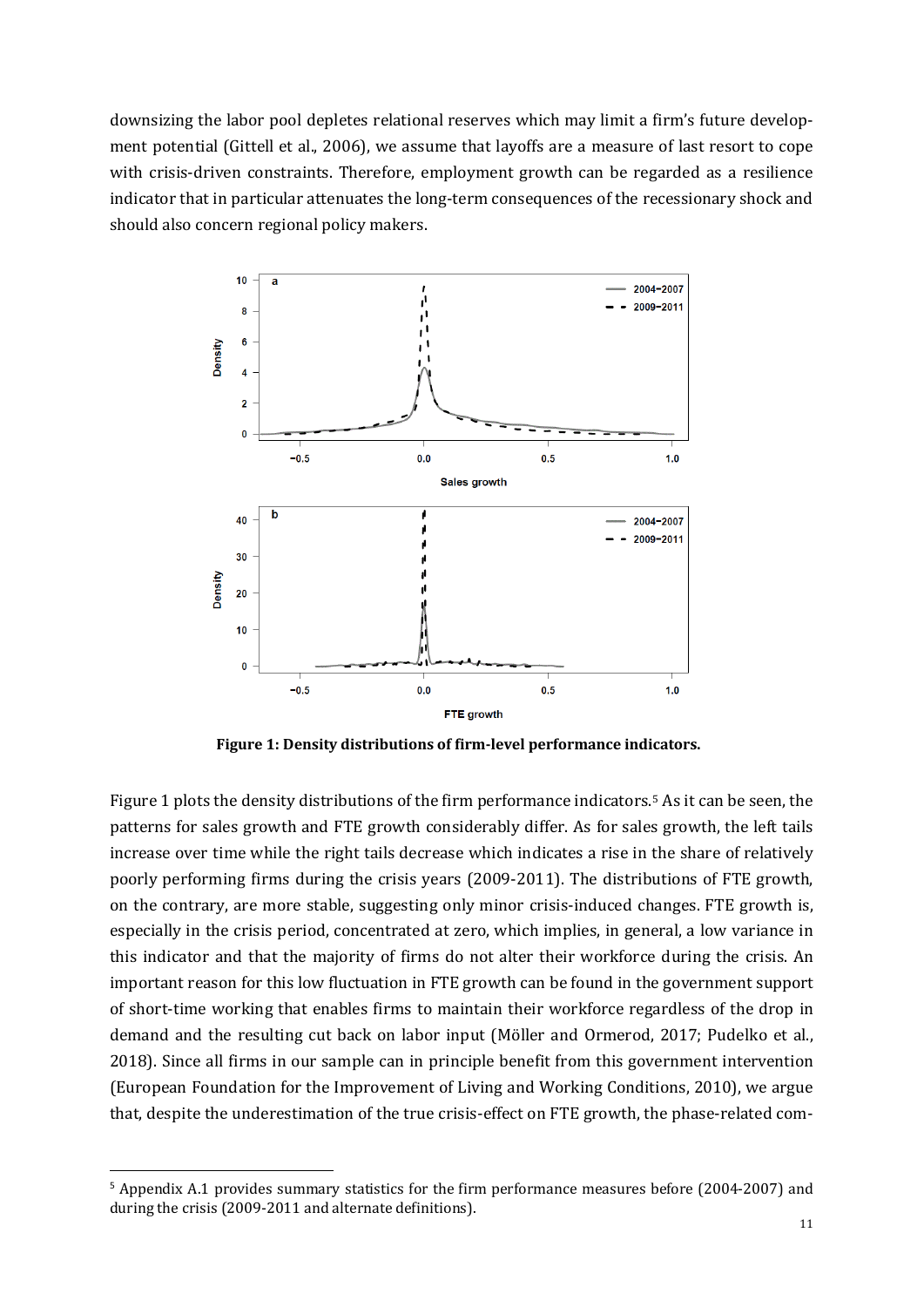downsizing the labor pool depletes relational reserves which may limit a firm's future development potential (Gittell et al., 2006), we assume that layoffs are a measure of last resort to cope with crisis-driven constraints. Therefore, employment growth can be regarded as a resilience indicator that in particular attenuates the long-term consequences of the recessionary shock and should also concern regional policy makers.

**Figure 1: Density distributions of firm-level performance indicators.**

Figure 1 plots the density distributions of the firm performance indicators.[5] As it can be seen, the patterns for sales growth and FTE growth considerably differ. As for sales growth, the left tails increase over time while the right tails decrease which indicates a rise in the share of relatively poorly performing firms during the crisis years (2009-2011). The distributions of FTE growth, on the contrary, are more stable, suggesting only minor crisis-induced changes. FTE growth is, especially in the crisis period, concentrated at zero, which implies, in general, a low variance in this indicator and that the majority of firms do not alter their workforce during the crisis. An important reason for this low fluctuation in FTE growth can be found in the government support of short-time working that enables firms to maintain their workforce regardless of the drop in demand and the resulting cut back on labor input (Möller and Ormerod, 2017; Pudelko et al., 2018). Since all firms in our sample can in principle benefit from this government intervention (European Foundation for the Improvement of Living and Working Conditions, 2010), we argue that, despite the underestimation of the true crisis-effect on FTE growth, the phase-related com-

[5] Appendix A.1 provides summary statistics for the firm performance measures before (2004-2007) and during the crisis (2009-2011 and alternate definitions).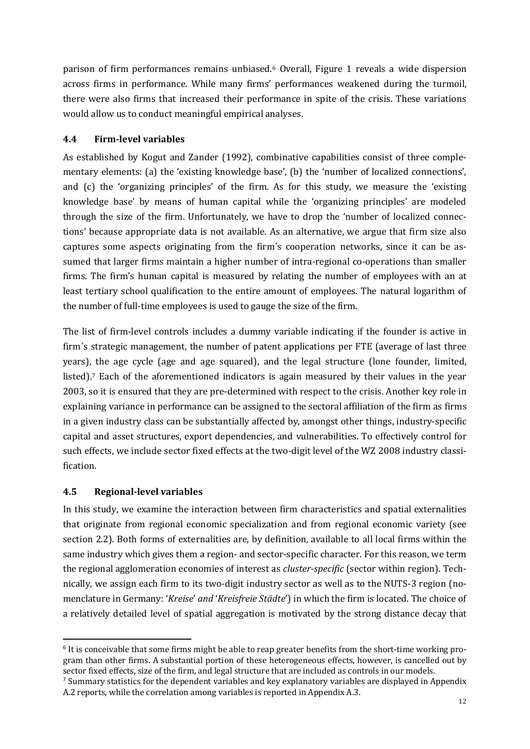parison of firm performances remains unbiased.[6] Overall, Figure 1 reveals a wide dispersion across firms in performance. While many firms' performances weakened during the turmoil, there were also firms that increased their performance in spite of the crisis. These variations would allow us to conduct meaningful empirical analyses.

### 4.4 Firm-level variables

As established by Kogut and Zander (1992), combinative capabilities consist of three complementary elements: (a) the 'existing knowledge base', (b) the 'number of localized connections', and (c) the 'organizing principles' of the firm. As for this study, we measure the 'existing knowledge base' by means of human capital while the 'organizing principles' are modeled through the size of the firm. Unfortunately, we have to drop the 'number of localized connections' because appropriate data is not available. As an alternative, we argue that firm size also captures some aspects originating from the firm´s cooperation networks, since it can be assumed that larger firms maintain a higher number of intra-regional co-operations than smaller firms. The firm's human capital is measured by relating the number of employees with an at least tertiary school qualification to the entire amount of employees. The natural logarithm of the number of full-time employees is used to gauge the size of the firm.

The list of firm-level controls includes a dummy variable indicating if the founder is active in firm´s strategic management, the number of patent applications per FTE (average of last three years), the age cycle (age and age squared), and the legal structure (lone founder, limited, listed).[7] Each of the aforementioned indicators is again measured by their values in the year 2003, so it is ensured that they are pre-determined with respect to the crisis. Another key role in explaining variance in performance can be assigned to the sectoral affiliation of the firm as firms in a given industry class can be substantially affected by, amongst other things, industry-specific capital and asset structures, export dependencies, and vulnerabilities. To effectively control for such effects, we include sector fixed effects at the two-digit level of the WZ 2008 industry classification.

### 4.5 Regional-level variables

In this study, we examine the interaction between firm characteristics and spatial externalities that originate from regional economic specialization and from regional economic variety (see section 2.2). Both forms of externalities are, by definition, available to all local firms within the same industry which gives them a region- and sector-specific character. For this reason, we term the regional agglomeration economies of interest as *cluster-specific* (sector within region). Technically, we assign each firm to its two-digit industry sector as well as to the NUTS-3 region (nomenclature in Germany: '*Kreise*' *and* '*Kreisfreie Städte*') in which the firm is located. The choice of a relatively detailed level of spatial aggregation is motivated by the strong distance decay that

---

[6] It is conceivable that some firms might be able to reap greater benefits from the short-time working program than other firms. A substantial portion of these heterogeneous effects, however, is cancelled out by sector fixed effects, size of the firm, and legal structure that are included as controls in our models.

[7] Summary statistics for the dependent variables and key explanatory variables are displayed in Appendix A.2 reports, while the correlation among variables is reported in Appendix A.3.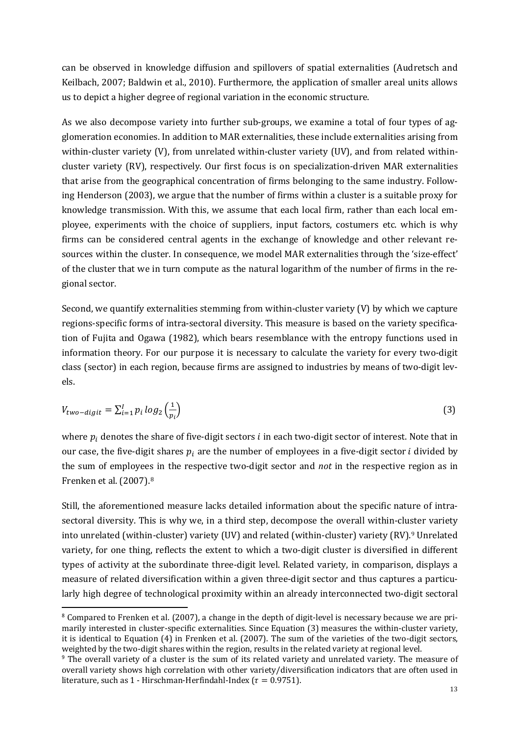can be observed in knowledge diffusion and spillovers of spatial externalities (Audretsch and Keilbach, 2007; Baldwin et al., 2010). Furthermore, the application of smaller areal units allows us to depict a higher degree of regional variation in the economic structure.

As we also decompose variety into further sub-groups, we examine a total of four types of agglomeration economies. In addition to MAR externalities, these include externalities arising from within-cluster variety (V), from unrelated within-cluster variety (UV), and from related within-cluster variety (RV), respectively. Our first focus is on specialization-driven MAR externalities that arise from the geographical concentration of firms belonging to the same industry. Following Henderson (2003), we argue that the number of firms within a cluster is a suitable proxy for knowledge transmission. With this, we assume that each local firm, rather than each local employee, experiments with the choice of suppliers, input factors, costumers etc. which is why firms can be considered central agents in the exchange of knowledge and other relevant resources within the cluster. In consequence, we model MAR externalities through the 'size-effect' of the cluster that we in turn compute as the natural logarithm of the number of firms in the regional sector.

Second, we quantify externalities stemming from within-cluster variety (V) by which we capture regions-specific forms of intra-sectoral diversity. This measure is based on the variety specification of Fujita and Ogawa (1982), which bears resemblance with the entropy functions used in information theory. For our purpose it is necessary to calculate the variety for every two-digit class (sector) in each region, because firms are assigned to industries by means of two-digit levels.

$$V_{two-digit} = \sum_{i=1}^{I} p_i \, log_2\left(\frac{1}{p_i}\right) \tag{3}$$

where $p_i$ denotes the share of five-digit sectors $i$ in each two-digit sector of interest. Note that in our case, the five-digit shares $p_i$ are the number of employees in a five-digit sector $i$ divided by the sum of employees in the respective two-digit sector and *not* in the respective region as in Frenken et al. (2007).[8]

Still, the aforementioned measure lacks detailed information about the specific nature of intra-sectoral diversity. This is why we, in a third step, decompose the overall within-cluster variety into unrelated (within-cluster) variety (UV) and related (within-cluster) variety (RV).[9] Unrelated variety, for one thing, reflects the extent to which a two-digit cluster is diversified in different types of activity at the subordinate three-digit level. Related variety, in comparison, displays a measure of related diversification within a given three-digit sector and thus captures a particularly high degree of technological proximity within an already interconnected two-digit sectoral

---

[8] Compared to Frenken et al. (2007), a change in the depth of digit-level is necessary because we are primarily interested in cluster-specific externalities. Since Equation (3) measures the within-cluster variety, it is identical to Equation (4) in Frenken et al. (2007). The sum of the varieties of the two-digit sectors, weighted by the two-digit shares within the region, results in the related variety at regional level.

[9] The overall variety of a cluster is the sum of its related variety and unrelated variety. The measure of overall variety shows high correlation with other variety/diversification indicators that are often used in literature, such as 1 - Hirschman-Herfindahl-Index ($\tau = 0.9751$).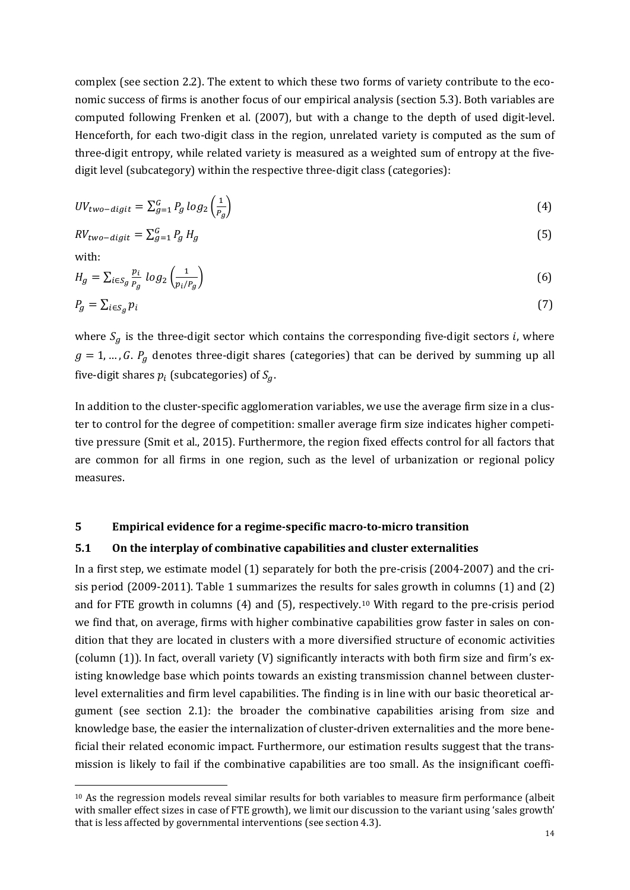complex (see section 2.2). The extent to which these two forms of variety contribute to the economic success of firms is another focus of our empirical analysis (section 5.3). Both variables are computed following Frenken et al. (2007), but with a change to the depth of used digit-level. Henceforth, for each two-digit class in the region, unrelated variety is computed as the sum of three-digit entropy, while related variety is measured as a weighted sum of entropy at the five-digit level (subcategory) within the respective three-digit class (categories):

$$UV_{two-digit} = \sum_{g=1}^{G} P_g \log_2 \left(\frac{1}{P_g}\right) \tag{4}$$

$$RV_{two-digit} = \sum_{g=1}^{G} P_g H_g \tag{5}$$

with:

$$H_g = \sum_{i \in S_g} \frac{p_i}{P_g} \log_2 \left(\frac{1}{p_i / P_g}\right) \tag{6}$$

$$P_g = \sum_{i \in S_g} p_i \tag{7}$$

where $S_g$ is the three-digit sector which contains the corresponding five-digit sectors $i$, where $g = 1, \dots, G$. $P_g$ denotes three-digit shares (categories) that can be derived by summing up all five-digit shares $p_i$ (subcategories) of $S_g$.

In addition to the cluster-specific agglomeration variables, we use the average firm size in a cluster to control for the degree of competition: smaller average firm size indicates higher competitive pressure (Smit et al., 2015). Furthermore, the region fixed effects control for all factors that are common for all firms in one region, such as the level of urbanization or regional policy measures.

## 5 Empirical evidence for a regime-specific macro-to-micro transition

### 5.1 On the interplay of combinative capabilities and cluster externalities

In a first step, we estimate model (1) separately for both the pre-crisis (2004-2007) and the crisis period (2009-2011). Table 1 summarizes the results for sales growth in columns (1) and (2) and for FTE growth in columns (4) and (5), respectively.[10] With regard to the pre-crisis period we find that, on average, firms with higher combinative capabilities grow faster in sales on condition that they are located in clusters with a more diversified structure of economic activities (column (1)). In fact, overall variety (V) significantly interacts with both firm size and firm's existing knowledge base which points towards an existing transmission channel between cluster-level externalities and firm level capabilities. The finding is in line with our basic theoretical argument (see section 2.1): the broader the combinative capabilities arising from size and knowledge base, the easier the internalization of cluster-driven externalities and the more beneficial their related economic impact. Furthermore, our estimation results suggest that the transmission is likely to fail if the combinative capabilities are too small. As the insignificant coeffi-

[10] As the regression models reveal similar results for both variables to measure firm performance (albeit with smaller effect sizes in case of FTE growth), we limit our discussion to the variant using 'sales growth' that is less affected by governmental interventions (see section 4.3).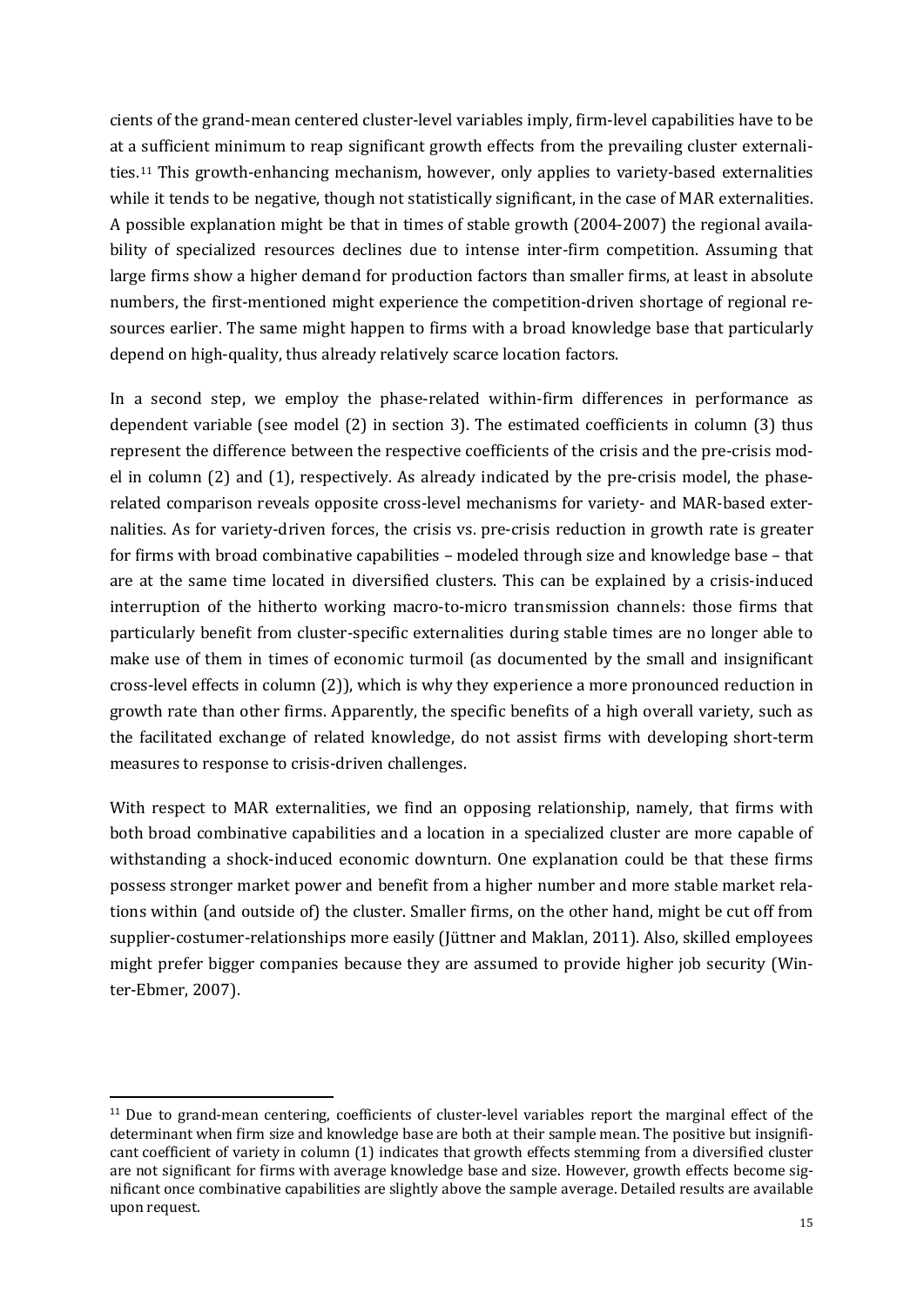cients of the grand-mean centered cluster-level variables imply, firm-level capabilities have to be at a sufficient minimum to reap significant growth effects from the prevailing cluster externalities.[11] This growth-enhancing mechanism, however, only applies to variety-based externalities while it tends to be negative, though not statistically significant, in the case of MAR externalities. A possible explanation might be that in times of stable growth (2004-2007) the regional availability of specialized resources declines due to intense inter-firm competition. Assuming that large firms show a higher demand for production factors than smaller firms, at least in absolute numbers, the first-mentioned might experience the competition-driven shortage of regional resources earlier. The same might happen to firms with a broad knowledge base that particularly depend on high-quality, thus already relatively scarce location factors.

In a second step, we employ the phase-related within-firm differences in performance as dependent variable (see model (2) in section 3). The estimated coefficients in column (3) thus represent the difference between the respective coefficients of the crisis and the pre-crisis model in column (2) and (1), respectively. As already indicated by the pre-crisis model, the phase-related comparison reveals opposite cross-level mechanisms for variety- and MAR-based externalities. As for variety-driven forces, the crisis vs. pre-crisis reduction in growth rate is greater for firms with broad combinative capabilities – modeled through size and knowledge base – that are at the same time located in diversified clusters. This can be explained by a crisis-induced interruption of the hitherto working macro-to-micro transmission channels: those firms that particularly benefit from cluster-specific externalities during stable times are no longer able to make use of them in times of economic turmoil (as documented by the small and insignificant cross-level effects in column (2)), which is why they experience a more pronounced reduction in growth rate than other firms. Apparently, the specific benefits of a high overall variety, such as the facilitated exchange of related knowledge, do not assist firms with developing short-term measures to response to crisis-driven challenges.

With respect to MAR externalities, we find an opposing relationship, namely, that firms with both broad combinative capabilities and a location in a specialized cluster are more capable of withstanding a shock-induced economic downturn. One explanation could be that these firms possess stronger market power and benefit from a higher number and more stable market relations within (and outside of) the cluster. Smaller firms, on the other hand, might be cut off from supplier-costumer-relationships more easily (Jüttner and Maklan, 2011). Also, skilled employees might prefer bigger companies because they are assumed to provide higher job security (Winter-Ebmer, 2007).

[11] Due to grand-mean centering, coefficients of cluster-level variables report the marginal effect of the determinant when firm size and knowledge base are both at their sample mean. The positive but insignificant coefficient of variety in column (1) indicates that growth effects stemming from a diversified cluster are not significant for firms with average knowledge base and size. However, growth effects become significant once combinative capabilities are slightly above the sample average. Detailed results are available upon request.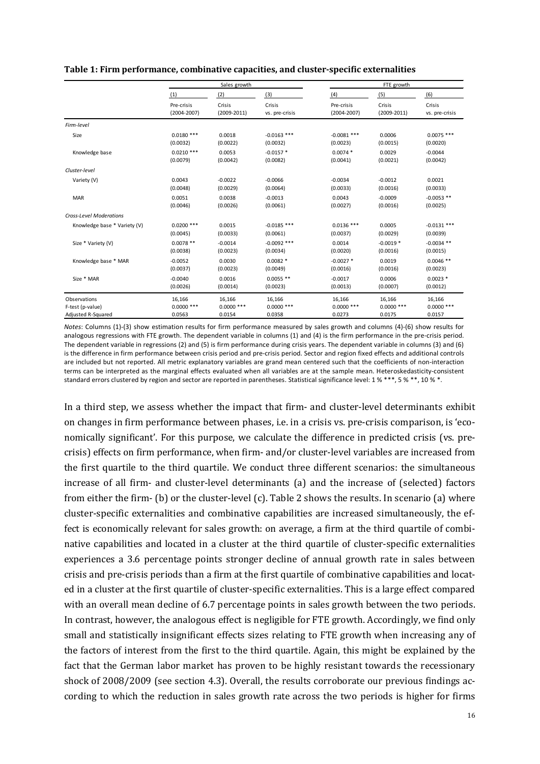**Table 1: Firm performance, combinative capacities, and cluster-specific externalities**

| | Sales growth | | | FTE growth | | |
|---|---|---|---|---|---|---|
| | (1) | (2) | (3) | (4) | (5) | (6) |
| | Pre-crisis (2004-2007) | Crisis (2009-2011) | Crisis vs. pre-crisis | Pre-crisis (2004-2007) | Crisis (2009-2011) | Crisis vs. pre-crisis |
| *Firm-level* | | | | | | |
| Size | 0.0180 *** | 0.0018 | -0.0163 *** | -0.0081 *** | 0.0006 | 0.0075 *** |
| | (0.0032) | (0.0022) | (0.0032) | (0.0023) | (0.0015) | (0.0020) |
| Knowledge base | 0.0210 *** | 0.0053 | -0.0157 * | 0.0074 * | 0.0029 | -0.0044 |
| | (0.0079) | (0.0042) | (0.0082) | (0.0041) | (0.0021) | (0.0042) |
| *Cluster-level* | | | | | | |
| Variety (V) | 0.0043 | -0.0022 | -0.0066 | -0.0034 | -0.0012 | 0.0021 |
| | (0.0048) | (0.0029) | (0.0064) | (0.0033) | (0.0016) | (0.0033) |
| MAR | 0.0051 | 0.0038 | -0.0013 | 0.0043 | -0.0009 | -0.0053 ** |
| | (0.0046) | (0.0026) | (0.0061) | (0.0027) | (0.0016) | (0.0025) |
| *Cross-Level Moderations* | | | | | | |
| Knowledge base * Variety (V) | 0.0200 *** | 0.0015 | -0.0185 *** | 0.0136 *** | 0.0005 | -0.0131 *** |
| | (0.0045) | (0.0033) | (0.0061) | (0.0037) | (0.0029) | (0.0039) |
| Size * Variety (V) | 0.0078 ** | -0.0014 | -0.0092 *** | 0.0014 | -0.0019 * | -0.0034 ** |
| | (0.0038) | (0.0023) | (0.0034) | (0.0020) | (0.0016) | (0.0015) |
| Knowledge base * MAR | -0.0052 | 0.0030 | 0.0082 * | -0.0027 * | 0.0019 | 0.0046 ** |
| | (0.0037) | (0.0023) | (0.0049) | (0.0016) | (0.0016) | (0.0023) |
| Size * MAR | -0.0040 | 0.0016 | 0.0055 ** | -0.0017 | 0.0006 | 0.0023 * |
| | (0.0026) | (0.0014) | (0.0023) | (0.0013) | (0.0007) | (0.0012) |
| Observations | 16,166 | 16,166 | 16,166 | 16,166 | 16,166 | 16,166 |
| F-test (p-value) | 0.0000 *** | 0.0000 *** | 0.0000 *** | 0.0000 *** | 0.0000 *** | 0.0000 *** |
| Adjusted R-Squared | 0.0563 | 0.0154 | 0.0358 | 0.0273 | 0.0175 | 0.0157 |

*Notes*: Columns (1)-(3) show estimation results for firm performance measured by sales growth and columns (4)-(6) show results for analogous regressions with FTE growth. The dependent variable in columns (1) and (4) is the firm performance in the pre-crisis period. The dependent variable in regressions (2) and (5) is firm performance during crisis years. The dependent variable in columns (3) and (6) is the difference in firm performance between crisis period and pre-crisis period. Sector and region fixed effects and additional controls are included but not reported. All metric explanatory variables are grand mean centered such that the coefficients of non-interaction terms can be interpreted as the marginal effects evaluated when all variables are at the sample mean. Heteroskedasticity-consistent standard errors clustered by region and sector are reported in parentheses. Statistical significance level: 1 % ***, 5 % **, 10 % *.

In a third step, we assess whether the impact that firm- and cluster-level determinants exhibit on changes in firm performance between phases, i.e. in a crisis vs. pre-crisis comparison, is 'economically significant'. For this purpose, we calculate the difference in predicted crisis (vs. pre-crisis) effects on firm performance, when firm- and/or cluster-level variables are increased from the first quartile to the third quartile. We conduct three different scenarios: the simultaneous increase of all firm- and cluster-level determinants (a) and the increase of (selected) factors from either the firm- (b) or the cluster-level (c). Table 2 shows the results. In scenario (a) where cluster-specific externalities and combinative capabilities are increased simultaneously, the effect is economically relevant for sales growth: on average, a firm at the third quartile of combinative capabilities and located in a cluster at the third quartile of cluster-specific externalities experiences a 3.6 percentage points stronger decline of annual growth rate in sales between crisis and pre-crisis periods than a firm at the first quartile of combinative capabilities and located in a cluster at the first quartile of cluster-specific externalities. This is a large effect compared with an overall mean decline of 6.7 percentage points in sales growth between the two periods. In contrast, however, the analogous effect is negligible for FTE growth. Accordingly, we find only small and statistically insignificant effects sizes relating to FTE growth when increasing any of the factors of interest from the first to the third quartile. Again, this might be explained by the fact that the German labor market has proven to be highly resistant towards the recessionary shock of 2008/2009 (see section 4.3). Overall, the results corroborate our previous findings according to which the reduction in sales growth rate across the two periods is higher for firms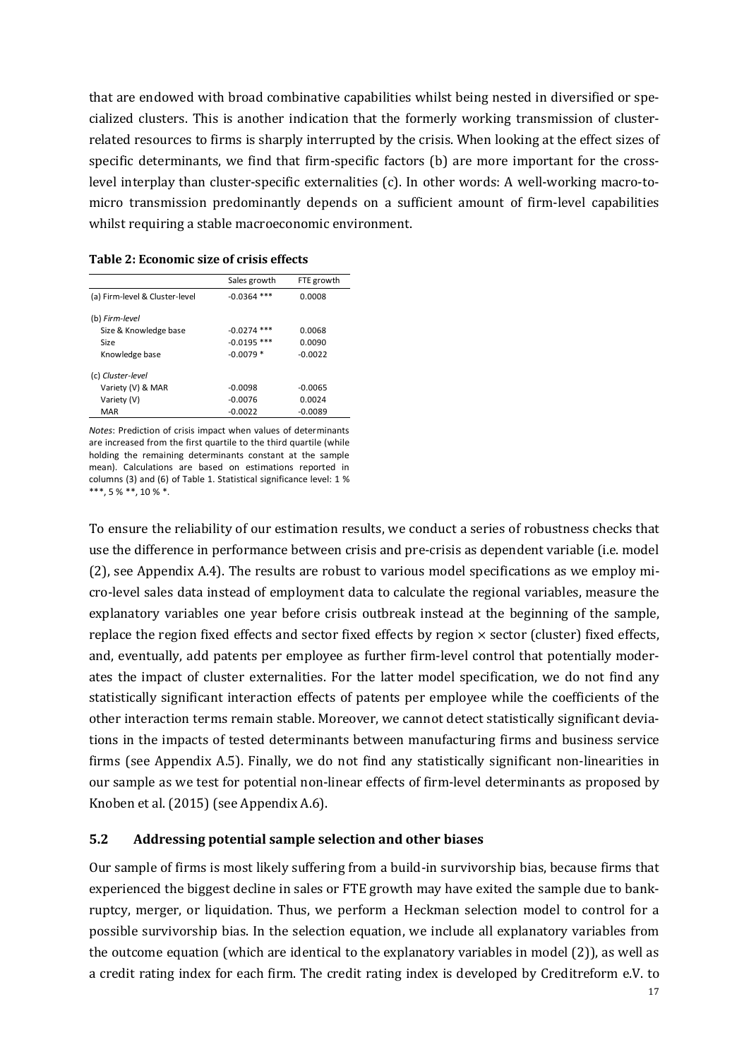that are endowed with broad combinative capabilities whilst being nested in diversified or specialized clusters. This is another indication that the formerly working transmission of cluster-related resources to firms is sharply interrupted by the crisis. When looking at the effect sizes of specific determinants, we find that firm-specific factors (b) are more important for the cross-level interplay than cluster-specific externalities (c). In other words: A well-working macro-to-micro transmission predominantly depends on a sufficient amount of firm-level capabilities whilst requiring a stable macroeconomic environment.

**Table 2: Economic size of crisis effects**

| | Sales growth | FTE growth |
|---|---|---|
| (a) Firm-level & Cluster-level | -0.0364 *** | 0.0008 |
| (b) *Firm-level* | | |
| Size & Knowledge base | -0.0274 *** | 0.0068 |
| Size | -0.0195 *** | 0.0090 |
| Knowledge base | -0.0079 * | -0.0022 |
| (c) *Cluster-level* | | |
| Variety (V) & MAR | -0.0098 | -0.0065 |
| Variety (V) | -0.0076 | 0.0024 |
| MAR | -0.0022 | -0.0089 |

*Notes*: Prediction of crisis impact when values of determinants are increased from the first quartile to the third quartile (while holding the remaining determinants constant at the sample mean). Calculations are based on estimations reported in columns (3) and (6) of Table 1. Statistical significance level: 1 % ***, 5 % **, 10 % *.

To ensure the reliability of our estimation results, we conduct a series of robustness checks that use the difference in performance between crisis and pre-crisis as dependent variable (i.e. model (2), see Appendix A.4). The results are robust to various model specifications as we employ micro-level sales data instead of employment data to calculate the regional variables, measure the explanatory variables one year before crisis outbreak instead at the beginning of the sample, replace the region fixed effects and sector fixed effects by region × sector (cluster) fixed effects, and, eventually, add patents per employee as further firm-level control that potentially moderates the impact of cluster externalities. For the latter model specification, we do not find any statistically significant interaction effects of patents per employee while the coefficients of the other interaction terms remain stable. Moreover, we cannot detect statistically significant deviations in the impacts of tested determinants between manufacturing firms and business service firms (see Appendix A.5). Finally, we do not find any statistically significant non-linearities in our sample as we test for potential non-linear effects of firm-level determinants as proposed by Knoben et al. (2015) (see Appendix A.6).

## 5.2 Addressing potential sample selection and other biases

Our sample of firms is most likely suffering from a build-in survivorship bias, because firms that experienced the biggest decline in sales or FTE growth may have exited the sample due to bankruptcy, merger, or liquidation. Thus, we perform a Heckman selection model to control for a possible survivorship bias. In the selection equation, we include all explanatory variables from the outcome equation (which are identical to the explanatory variables in model (2)), as well as a credit rating index for each firm. The credit rating index is developed by Creditreform e.V. to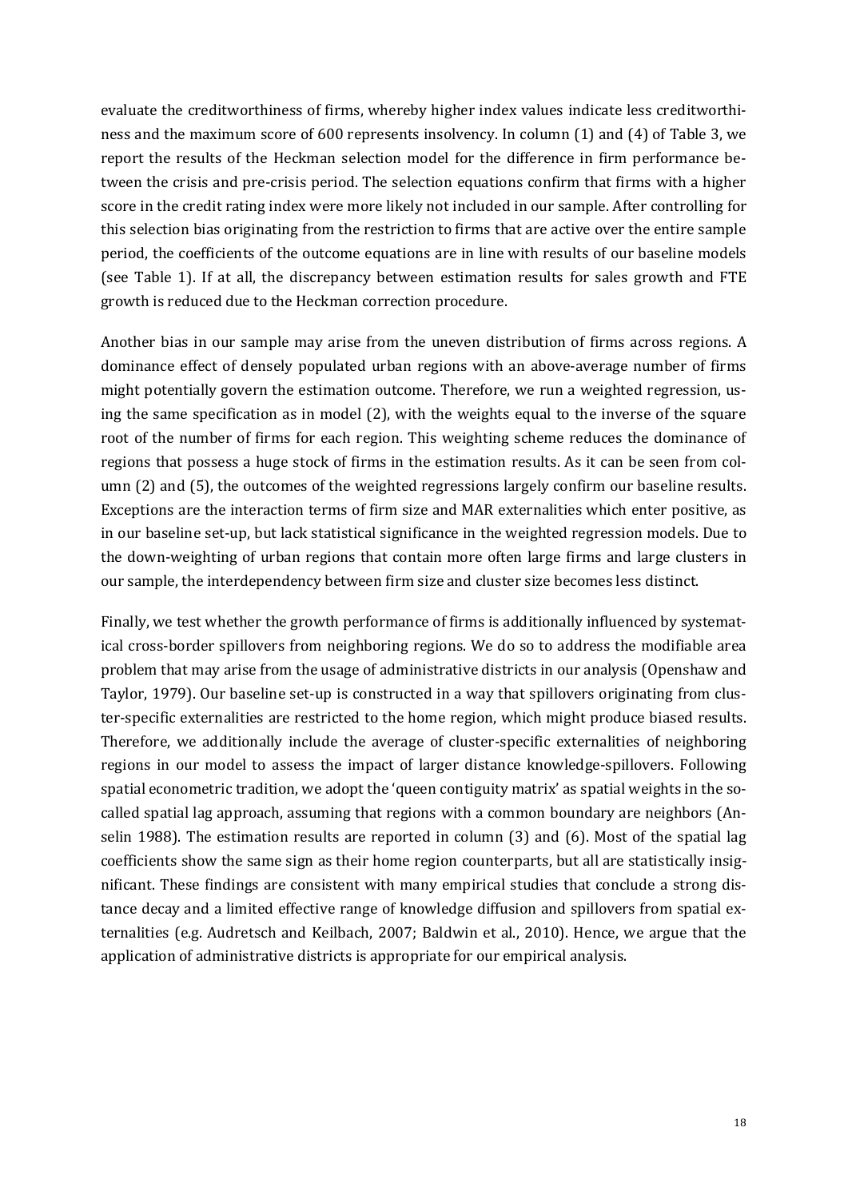evaluate the creditworthiness of firms, whereby higher index values indicate less creditworthiness and the maximum score of 600 represents insolvency. In column (1) and (4) of Table 3, we report the results of the Heckman selection model for the difference in firm performance between the crisis and pre-crisis period. The selection equations confirm that firms with a higher score in the credit rating index were more likely not included in our sample. After controlling for this selection bias originating from the restriction to firms that are active over the entire sample period, the coefficients of the outcome equations are in line with results of our baseline models (see Table 1). If at all, the discrepancy between estimation results for sales growth and FTE growth is reduced due to the Heckman correction procedure.

Another bias in our sample may arise from the uneven distribution of firms across regions. A dominance effect of densely populated urban regions with an above-average number of firms might potentially govern the estimation outcome. Therefore, we run a weighted regression, using the same specification as in model (2), with the weights equal to the inverse of the square root of the number of firms for each region. This weighting scheme reduces the dominance of regions that possess a huge stock of firms in the estimation results. As it can be seen from column (2) and (5), the outcomes of the weighted regressions largely confirm our baseline results. Exceptions are the interaction terms of firm size and MAR externalities which enter positive, as in our baseline set-up, but lack statistical significance in the weighted regression models. Due to the down-weighting of urban regions that contain more often large firms and large clusters in our sample, the interdependency between firm size and cluster size becomes less distinct.

Finally, we test whether the growth performance of firms is additionally influenced by systematical cross-border spillovers from neighboring regions. We do so to address the modifiable area problem that may arise from the usage of administrative districts in our analysis (Openshaw and Taylor, 1979). Our baseline set-up is constructed in a way that spillovers originating from cluster-specific externalities are restricted to the home region, which might produce biased results. Therefore, we additionally include the average of cluster-specific externalities of neighboring regions in our model to assess the impact of larger distance knowledge-spillovers. Following spatial econometric tradition, we adopt the 'queen contiguity matrix' as spatial weights in the so-called spatial lag approach, assuming that regions with a common boundary are neighbors (Anselin 1988). The estimation results are reported in column (3) and (6). Most of the spatial lag coefficients show the same sign as their home region counterparts, but all are statistically insignificant. These findings are consistent with many empirical studies that conclude a strong distance decay and a limited effective range of knowledge diffusion and spillovers from spatial externalities (e.g. Audretsch and Keilbach, 2007; Baldwin et al., 2010). Hence, we argue that the application of administrative districts is appropriate for our empirical analysis.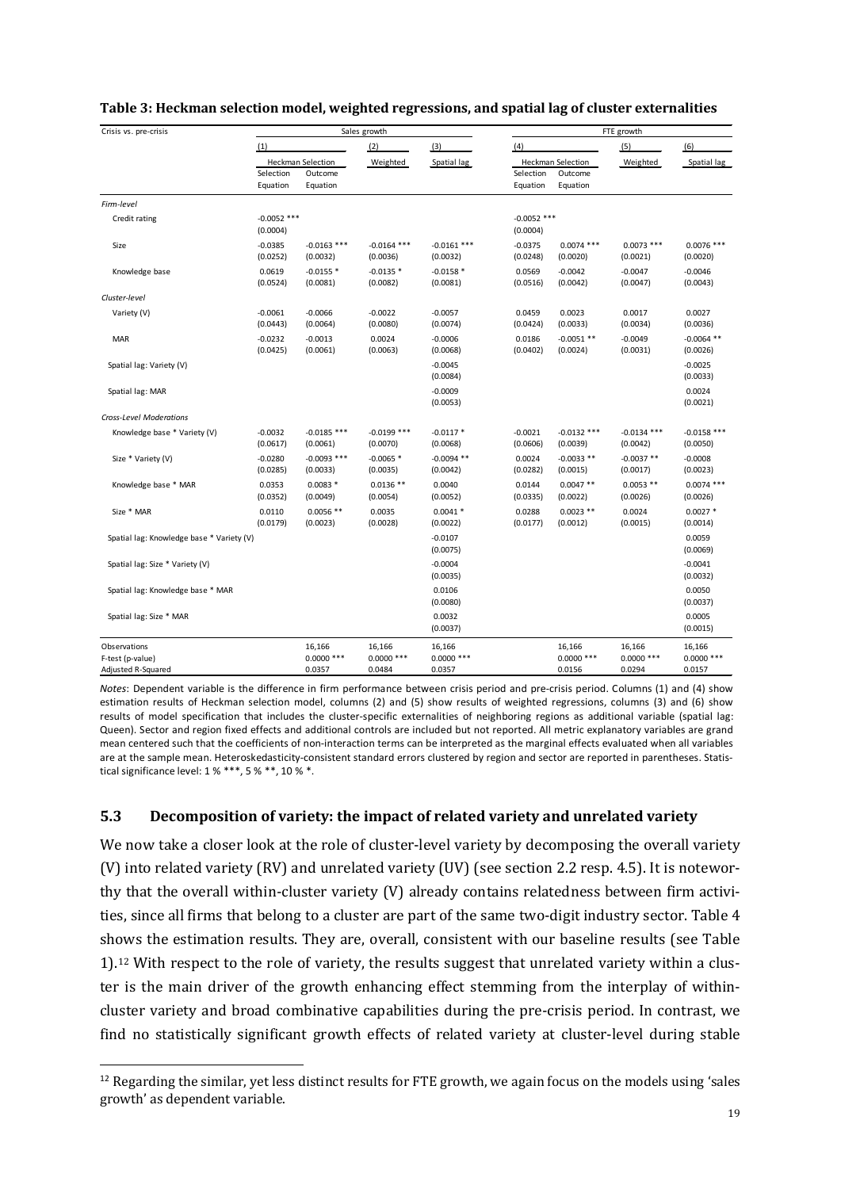**Table 3: Heckman selection model, weighted regressions, and spatial lag of cluster externalities**

| Crisis vs. pre-crisis | Sales growth | | | | FTE growth | | | |
|---|---|---|---|---|---|---|---|---|
| | (1) | | (2) | (3) | (4) | | (5) | (6) |
| | Heckman Selection | | Weighted | Spatial lag | Heckman Selection | | Weighted | Spatial lag |
| | Selection Equation | Outcome Equation | | | Selection Equation | Outcome Equation | | |
| *Firm-level* | | | | | | | | |
| Credit rating | -0.0052 ***<br>(0.0004) | | | | -0.0052 ***<br>(0.0004) | | | |
| Size | -0.0385<br>(0.0252) | -0.0163 ***<br>(0.0032) | -0.0164 ***<br>(0.0036) | -0.0161 ***<br>(0.0032) | -0.0375<br>(0.0248) | 0.0074 ***<br>(0.0020) | 0.0073 ***<br>(0.0021) | 0.0076 ***<br>(0.0020) |
| Knowledge base | 0.0619<br>(0.0524) | -0.0155 *<br>(0.0081) | -0.0135 *<br>(0.0082) | -0.0158 *<br>(0.0081) | 0.0569<br>(0.0516) | -0.0042<br>(0.0042) | -0.0047<br>(0.0047) | -0.0046<br>(0.0043) |
| *Cluster-level* | | | | | | | | |
| Variety (V) | -0.0061<br>(0.0443) | -0.0066<br>(0.0064) | -0.0022<br>(0.0080) | -0.0057<br>(0.0074) | 0.0459<br>(0.0424) | 0.0023<br>(0.0033) | 0.0017<br>(0.0034) | 0.0027<br>(0.0036) |
| MAR | -0.0232<br>(0.0425) | -0.0013<br>(0.0061) | 0.0024<br>(0.0063) | -0.0006<br>(0.0068) | 0.0186<br>(0.0402) | -0.0051 **<br>(0.0024) | -0.0049<br>(0.0031) | -0.0064 **<br>(0.0026) |
| Spatial lag: Variety (V) | | | | -0.0045<br>(0.0084) | | | | -0.0025<br>(0.0033) |
| Spatial lag: MAR | | | | -0.0009<br>(0.0053) | | | | 0.0024<br>(0.0021) |
| *Cross-Level Moderations* | | | | | | | | |
| Knowledge base * Variety (V) | -0.0032<br>(0.0617) | -0.0185 ***<br>(0.0061) | -0.0199 ***<br>(0.0070) | -0.0117 *<br>(0.0068) | -0.0021<br>(0.0606) | -0.0132 ***<br>(0.0039) | -0.0134 ***<br>(0.0042) | -0.0158 ***<br>(0.0050) |
| Size * Variety (V) | -0.0280<br>(0.0285) | -0.0093 ***<br>(0.0033) | -0.0065 *<br>(0.0035) | -0.0094 **<br>(0.0042) | 0.0024<br>(0.0282) | -0.0033 **<br>(0.0015) | -0.0037 **<br>(0.0017) | -0.0008<br>(0.0023) |
| Knowledge base * MAR | 0.0353<br>(0.0352) | 0.0083 *<br>(0.0049) | 0.0136 **<br>(0.0054) | 0.0040<br>(0.0052) | 0.0144<br>(0.0335) | 0.0047 **<br>(0.0022) | 0.0053 **<br>(0.0026) | 0.0074 ***<br>(0.0026) |
| Size * MAR | 0.0110<br>(0.0179) | 0.0056 **<br>(0.0023) | 0.0035<br>(0.0028) | 0.0041 *<br>(0.0022) | 0.0288<br>(0.0177) | 0.0023 **<br>(0.0012) | 0.0024<br>(0.0015) | 0.0027 *<br>(0.0014) |
| Spatial lag: Knowledge base * Variety (V) | | | | -0.0107<br>(0.0075) | | | | 0.0059<br>(0.0069) |
| Spatial lag: Size * Variety (V) | | | | -0.0004<br>(0.0035) | | | | -0.0041<br>(0.0032) |
| Spatial lag: Knowledge base * MAR | | | | 0.0106<br>(0.0080) | | | | 0.0050<br>(0.0037) |
| Spatial lag: Size * MAR | | | | 0.0032<br>(0.0037) | | | | 0.0005<br>(0.0015) |
| Observations | | 16,166 | 16,166 | 16,166 | | 16,166 | 16,166 | 16,166 |
| F-test (p-value) | | 0.0000 *** | 0.0000 *** | 0.0000 *** | | 0.0000 *** | 0.0000 *** | 0.0000 *** |
| Adjusted R-Squared | | 0.0357 | 0.0484 | 0.0357 | | 0.0156 | 0.0294 | 0.0157 |

*Notes*: Dependent variable is the difference in firm performance between crisis period and pre-crisis period. Columns (1) and (4) show estimation results of Heckman selection model, columns (2) and (5) show results of weighted regressions, columns (3) and (6) show results of model specification that includes the cluster-specific externalities of neighboring regions as additional variable (spatial lag: Queen). Sector and region fixed effects and additional controls are included but not reported. All metric explanatory variables are grand mean centered such that the coefficients of non-interaction terms can be interpreted as the marginal effects evaluated when all variables are at the sample mean. Heteroskedasticity-consistent standard errors clustered by region and sector are reported in parentheses. Statistical significance level: 1 % ***, 5 % **, 10 % *.

### 5.3 Decomposition of variety: the impact of related variety and unrelated variety

We now take a closer look at the role of cluster-level variety by decomposing the overall variety (V) into related variety (RV) and unrelated variety (UV) (see section 2.2 resp. 4.5). It is noteworthy that the overall within-cluster variety (V) already contains relatedness between firm activities, since all firms that belong to a cluster are part of the same two-digit industry sector. Table 4 shows the estimation results. They are, overall, consistent with our baseline results (see Table 1).[12] With respect to the role of variety, the results suggest that unrelated variety within a cluster is the main driver of the growth enhancing effect stemming from the interplay of within-cluster variety and broad combinative capabilities during the pre-crisis period. In contrast, we find no statistically significant growth effects of related variety at cluster-level during stable

[12] Regarding the similar, yet less distinct results for FTE growth, we again focus on the models using 'sales growth' as dependent variable.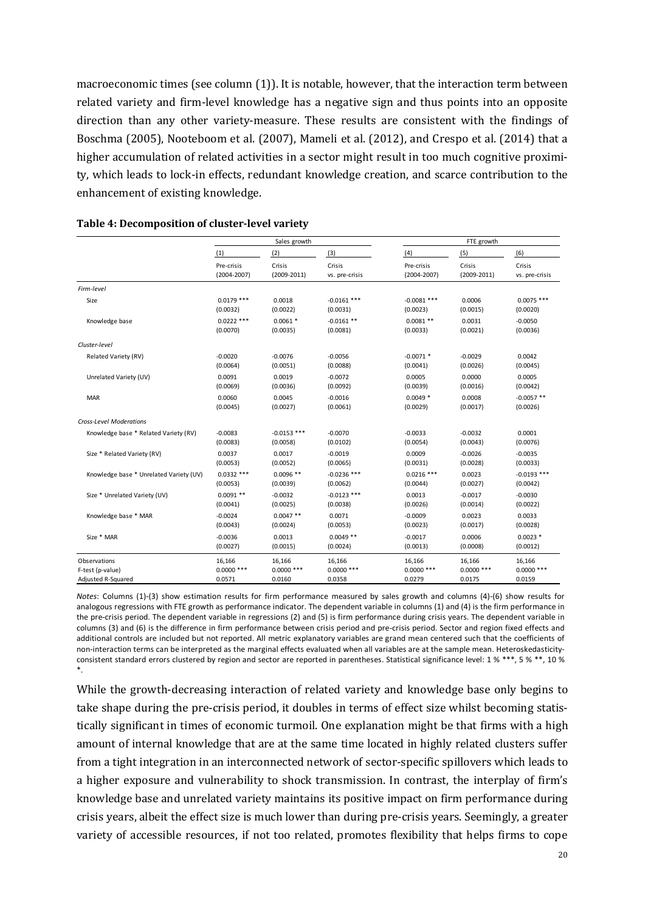macroeconomic times (see column (1)). It is notable, however, that the interaction term between related variety and firm-level knowledge has a negative sign and thus points into an opposite direction than any other variety-measure. These results are consistent with the findings of Boschma (2005), Nooteboom et al. (2007), Mameli et al. (2012), and Crespo et al. (2014) that a higher accumulation of related activities in a sector might result in too much cognitive proximity, which leads to lock-in effects, redundant knowledge creation, and scarce contribution to the enhancement of existing knowledge.

**Table 4: Decomposition of cluster-level variety**

| | Sales growth | | | FTE growth | | |
|---|---|---|---|---|---|---|
| | (1) | (2) | (3) | (4) | (5) | (6) |
| | Pre-crisis (2004-2007) | Crisis (2009-2011) | Crisis vs. pre-crisis | Pre-crisis (2004-2007) | Crisis (2009-2011) | Crisis vs. pre-crisis |
| *Firm-level* | | | | | | |
| Size | 0.0179 *** | 0.0018 | -0.0161 *** | -0.0081 *** | 0.0006 | 0.0075 *** |
| | (0.0032) | (0.0022) | (0.0031) | (0.0023) | (0.0015) | (0.0020) |
| Knowledge base | 0.0222 *** | 0.0061 * | -0.0161 ** | 0.0081 ** | 0.0031 | -0.0050 |
| | (0.0070) | (0.0035) | (0.0081) | (0.0033) | (0.0021) | (0.0036) |
| *Cluster-level* | | | | | | |
| Related Variety (RV) | -0.0020 | -0.0076 | -0.0056 | -0.0071 * | -0.0029 | 0.0042 |
| | (0.0064) | (0.0051) | (0.0088) | (0.0041) | (0.0026) | (0.0045) |
| Unrelated Variety (UV) | 0.0091 | 0.0019 | -0.0072 | 0.0005 | 0.0000 | 0.0005 |
| | (0.0069) | (0.0036) | (0.0092) | (0.0039) | (0.0016) | (0.0042) |
| MAR | 0.0060 | 0.0045 | -0.0016 | 0.0049 * | 0.0008 | -0.0057 ** |
| | (0.0045) | (0.0027) | (0.0061) | (0.0029) | (0.0017) | (0.0026) |
| *Cross-Level Moderations* | | | | | | |
| Knowledge base * Related Variety (RV) | -0.0083 | -0.0153 *** | -0.0070 | -0.0033 | -0.0032 | 0.0001 |
| | (0.0083) | (0.0058) | (0.0102) | (0.0054) | (0.0043) | (0.0076) |
| Size * Related Variety (RV) | 0.0037 | 0.0017 | -0.0019 | 0.0009 | -0.0026 | -0.0035 |
| | (0.0053) | (0.0052) | (0.0065) | (0.0031) | (0.0028) | (0.0033) |
| Knowledge base * Unrelated Variety (UV) | 0.0332 *** | 0.0096 ** | -0.0236 *** | 0.0216 *** | 0.0023 | -0.0193 *** |
| | (0.0053) | (0.0039) | (0.0062) | (0.0044) | (0.0027) | (0.0042) |
| Size * Unrelated Variety (UV) | 0.0091 ** | -0.0032 | -0.0123 *** | 0.0013 | -0.0017 | -0.0030 |
| | (0.0041) | (0.0025) | (0.0038) | (0.0026) | (0.0014) | (0.0022) |
| Knowledge base * MAR | -0.0024 | 0.0047 ** | 0.0071 | -0.0009 | 0.0023 | 0.0033 |
| | (0.0043) | (0.0024) | (0.0053) | (0.0023) | (0.0017) | (0.0028) |
| Size * MAR | -0.0036 | 0.0013 | 0.0049 ** | -0.0017 | 0.0006 | 0.0023 * |
| | (0.0027) | (0.0015) | (0.0024) | (0.0013) | (0.0008) | (0.0012) |
| Observations | 16,166 | 16,166 | 16,166 | 16,166 | 16,166 | 16,166 |
| F-test (p-value) | 0.0000 *** | 0.0000 *** | 0.0000 *** | 0.0000 *** | 0.0000 *** | 0.0000 *** |
| Adjusted R-Squared | 0.0571 | 0.0160 | 0.0358 | 0.0279 | 0.0175 | 0.0159 |

*Notes*: Columns (1)-(3) show estimation results for firm performance measured by sales growth and columns (4)-(6) show results for analogous regressions with FTE growth as performance indicator. The dependent variable in columns (1) and (4) is the firm performance in the pre-crisis period. The dependent variable in regressions (2) and (5) is firm performance during crisis years. The dependent variable in columns (3) and (6) is the difference in firm performance between crisis period and pre-crisis period. Sector and region fixed effects and additional controls are included but not reported. All metric explanatory variables are grand mean centered such that the coefficients of non-interaction terms can be interpreted as the marginal effects evaluated when all variables are at the sample mean. Heteroskedasticity-consistent standard errors clustered by region and sector are reported in parentheses. Statistical significance level: 1 % ***, 5 % **, 10 % *.

While the growth-decreasing interaction of related variety and knowledge base only begins to take shape during the pre-crisis period, it doubles in terms of effect size whilst becoming statistically significant in times of economic turmoil. One explanation might be that firms with a high amount of internal knowledge that are at the same time located in highly related clusters suffer from a tight integration in an interconnected network of sector-specific spillovers which leads to a higher exposure and vulnerability to shock transmission. In contrast, the interplay of firm's knowledge base and unrelated variety maintains its positive impact on firm performance during crisis years, albeit the effect size is much lower than during pre-crisis years. Seemingly, a greater variety of accessible resources, if not too related, promotes flexibility that helps firms to cope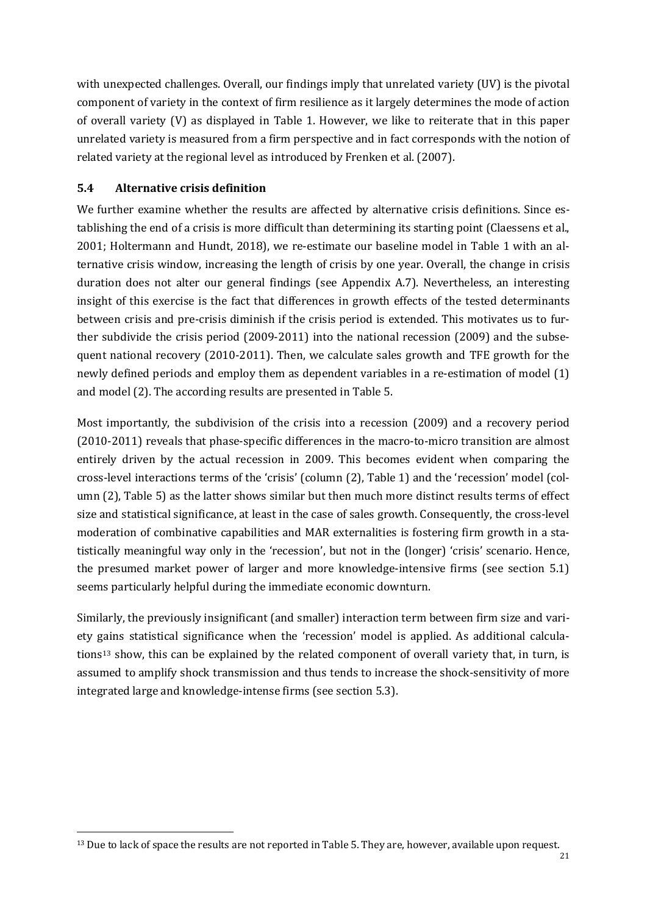with unexpected challenges. Overall, our findings imply that unrelated variety (UV) is the pivotal component of variety in the context of firm resilience as it largely determines the mode of action of overall variety (V) as displayed in Table 1. However, we like to reiterate that in this paper unrelated variety is measured from a firm perspective and in fact corresponds with the notion of related variety at the regional level as introduced by Frenken et al. (2007).

### 5.4 Alternative crisis definition

We further examine whether the results are affected by alternative crisis definitions. Since establishing the end of a crisis is more difficult than determining its starting point (Claessens et al., 2001; Holtermann and Hundt, 2018), we re-estimate our baseline model in Table 1 with an alternative crisis window, increasing the length of crisis by one year. Overall, the change in crisis duration does not alter our general findings (see Appendix A.7). Nevertheless, an interesting insight of this exercise is the fact that differences in growth effects of the tested determinants between crisis and pre-crisis diminish if the crisis period is extended. This motivates us to further subdivide the crisis period (2009-2011) into the national recession (2009) and the subsequent national recovery (2010-2011). Then, we calculate sales growth and TFE growth for the newly defined periods and employ them as dependent variables in a re-estimation of model (1) and model (2). The according results are presented in Table 5.

Most importantly, the subdivision of the crisis into a recession (2009) and a recovery period (2010-2011) reveals that phase-specific differences in the macro-to-micro transition are almost entirely driven by the actual recession in 2009. This becomes evident when comparing the cross-level interactions terms of the 'crisis' (column (2), Table 1) and the 'recession' model (column (2), Table 5) as the latter shows similar but then much more distinct results terms of effect size and statistical significance, at least in the case of sales growth. Consequently, the cross-level moderation of combinative capabilities and MAR externalities is fostering firm growth in a statistically meaningful way only in the 'recession', but not in the (longer) 'crisis' scenario. Hence, the presumed market power of larger and more knowledge-intensive firms (see section 5.1) seems particularly helpful during the immediate economic downturn.

Similarly, the previously insignificant (and smaller) interaction term between firm size and variety gains statistical significance when the 'recession' model is applied. As additional calculations[13] show, this can be explained by the related component of overall variety that, in turn, is assumed to amplify shock transmission and thus tends to increase the shock-sensitivity of more integrated large and knowledge-intense firms (see section 5.3).

[13] Due to lack of space the results are not reported in Table 5. They are, however, available upon request.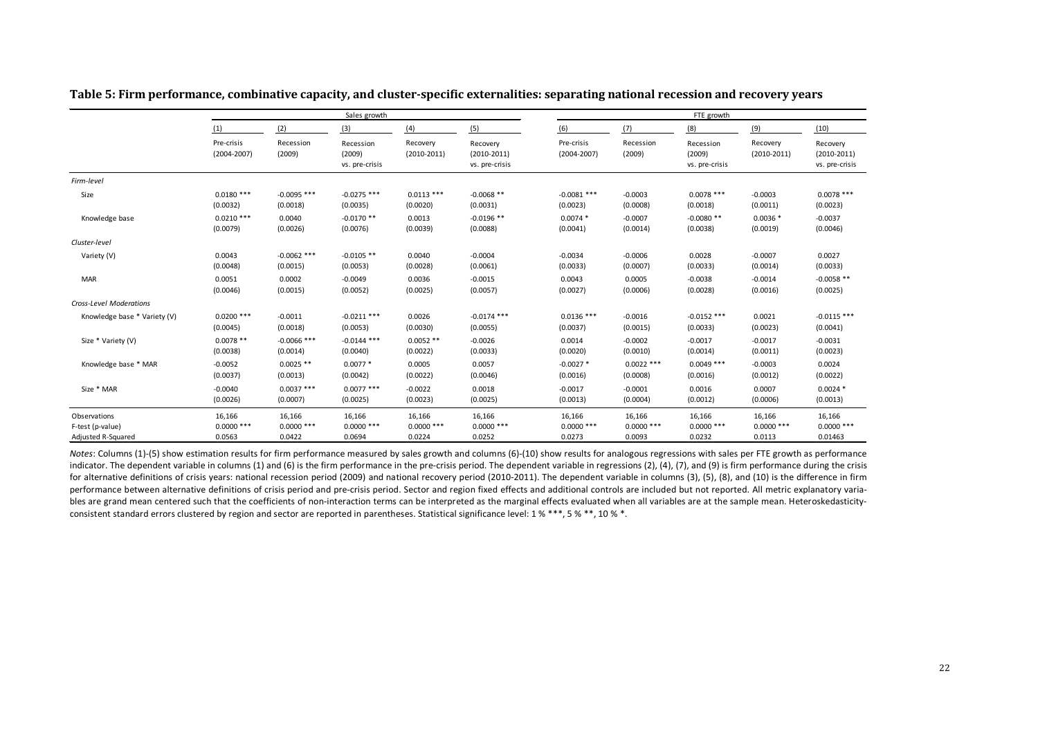**Table 5: Firm performance, combinative capacity, and cluster-specific externalities: separating national recession and recovery years**

| | Sales growth | | | | | FTE growth | | | | |
|---|---|---|---|---|---|---|---|---|---|---|
| | (1) | (2) | (3) | (4) | (5) | (6) | (7) | (8) | (9) | (10) |
| | Pre-crisis (2004-2007) | Recession (2009) | Recession (2009) vs. pre-crisis | Recovery (2010-2011) | Recovery (2010-2011) vs. pre-crisis | Pre-crisis (2004-2007) | Recession (2009) | Recession (2009) vs. pre-crisis | Recovery (2010-2011) | Recovery (2010-2011) vs. pre-crisis |
| *Firm-level* | | | | | | | | | | |
| Size | 0.0180 *** | -0.0095 *** | -0.0275 *** | 0.0113 *** | -0.0068 ** | -0.0081 *** | -0.0003 | 0.0078 *** | -0.0003 | 0.0078 *** |
| | (0.0032) | (0.0018) | (0.0035) | (0.0020) | (0.0031) | (0.0023) | (0.0008) | (0.0018) | (0.0011) | (0.0023) |
| Knowledge base | 0.0210 *** | 0.0040 | -0.0170 ** | 0.0013 | -0.0196 ** | 0.0074 * | -0.0007 | -0.0080 ** | 0.0036 * | -0.0037 |
| | (0.0079) | (0.0026) | (0.0076) | (0.0039) | (0.0088) | (0.0041) | (0.0014) | (0.0038) | (0.0019) | (0.0046) |
| *Cluster-level* | | | | | | | | | | |
| Variety (V) | 0.0043 | -0.0062 *** | -0.0105 ** | 0.0040 | -0.0004 | -0.0034 | -0.0006 | 0.0028 | -0.0007 | 0.0027 |
| | (0.0048) | (0.0015) | (0.0053) | (0.0028) | (0.0061) | (0.0033) | (0.0007) | (0.0033) | (0.0014) | (0.0033) |
| MAR | 0.0051 | 0.0002 | -0.0049 | 0.0036 | -0.0015 | 0.0043 | 0.0005 | -0.0038 | -0.0014 | -0.0058 ** |
| | (0.0046) | (0.0015) | (0.0052) | (0.0025) | (0.0057) | (0.0027) | (0.0006) | (0.0028) | (0.0016) | (0.0025) |
| *Cross-Level Moderations* | | | | | | | | | | |
| Knowledge base * Variety (V) | 0.0200 *** | -0.0011 | -0.0211 *** | 0.0026 | -0.0174 *** | 0.0136 *** | -0.0016 | -0.0152 *** | 0.0021 | -0.0115 *** |
| | (0.0045) | (0.0018) | (0.0053) | (0.0030) | (0.0055) | (0.0037) | (0.0015) | (0.0033) | (0.0023) | (0.0041) |
| Size * Variety (V) | 0.0078 ** | -0.0066 *** | -0.0144 *** | 0.0052 ** | -0.0026 | 0.0014 | -0.0002 | -0.0017 | -0.0017 | -0.0031 |
| | (0.0038) | (0.0014) | (0.0040) | (0.0022) | (0.0033) | (0.0020) | (0.0010) | (0.0014) | (0.0011) | (0.0023) |
| Knowledge base * MAR | -0.0052 | 0.0025 ** | 0.0077 * | 0.0005 | 0.0057 | -0.0027 * | 0.0022 *** | 0.0049 *** | -0.0003 | 0.0024 |
| | (0.0037) | (0.0013) | (0.0042) | (0.0022) | (0.0046) | (0.0016) | (0.0008) | (0.0016) | (0.0012) | (0.0022) |
| Size * MAR | -0.0040 | 0.0037 *** | 0.0077 *** | -0.0022 | 0.0018 | -0.0017 | -0.0001 | 0.0016 | 0.0007 | 0.0024 * |
| | (0.0026) | (0.0007) | (0.0025) | (0.0023) | (0.0025) | (0.0013) | (0.0004) | (0.0012) | (0.0006) | (0.0013) |
| Observations | 16,166 | 16,166 | 16,166 | 16,166 | 16,166 | 16,166 | 16,166 | 16,166 | 16,166 | 16,166 |
| F-test (p-value) | 0.0000 *** | 0.0000 *** | 0.0000 *** | 0.0000 *** | 0.0000 *** | 0.0000 *** | 0.0000 *** | 0.0000 *** | 0.0000 *** | 0.0000 *** |
| Adjusted R-Squared | 0.0563 | 0.0422 | 0.0694 | 0.0224 | 0.0252 | 0.0273 | 0.0093 | 0.0232 | 0.0113 | 0.01463 |

*Notes*: Columns (1)-(5) show estimation results for firm performance measured by sales growth and columns (6)-(10) show results for analogous regressions with sales per FTE growth as performance indicator. The dependent variable in columns (1) and (6) is the firm performance in the pre-crisis period. The dependent variable in regressions (2), (4), (7), and (9) is firm performance during the crisis for alternative definitions of crisis years: national recession period (2009) and national recovery period (2010-2011). The dependent variable in columns (3), (5), (8), and (10) is the difference in firm performance between alternative definitions of crisis period and pre-crisis period. Sector and region fixed effects and additional controls are included but not reported. All metric explanatory variables are grand mean centered such that the coefficients of non-interaction terms can be interpreted as the marginal effects evaluated when all variables are at the sample mean. Heteroskedasticity-consistent standard errors clustered by region and sector are reported in parentheses. Statistical significance level: 1 % ***, 5 % **, 10 % *.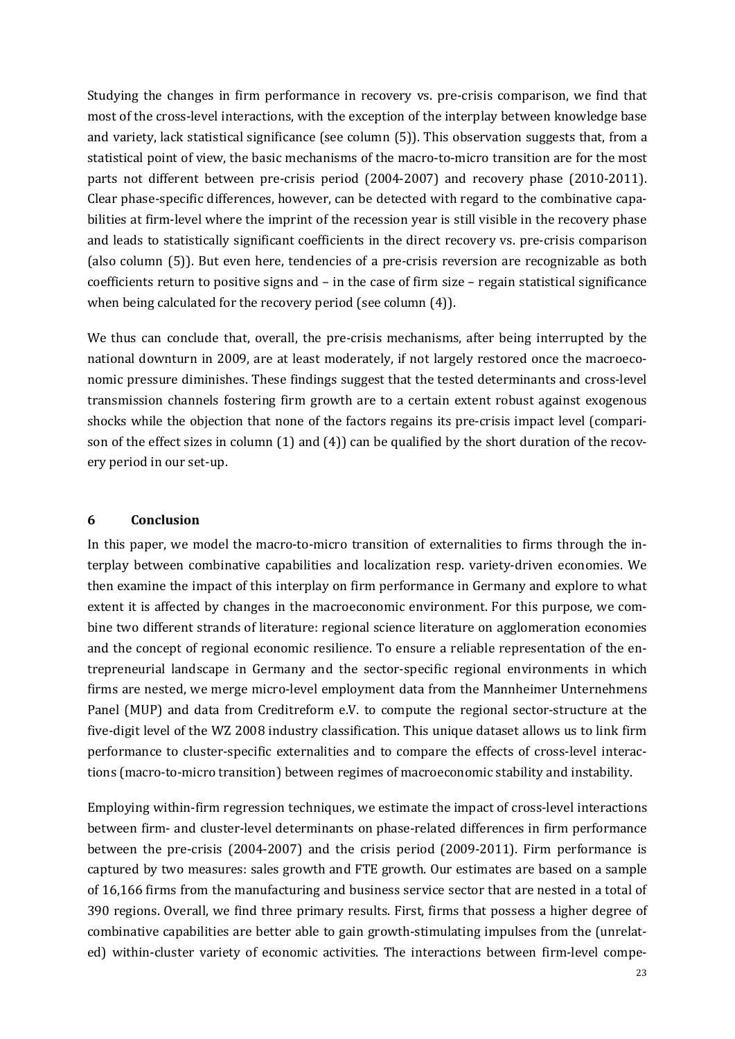Studying the changes in firm performance in recovery vs. pre-crisis comparison, we find that most of the cross-level interactions, with the exception of the interplay between knowledge base and variety, lack statistical significance (see column (5)). This observation suggests that, from a statistical point of view, the basic mechanisms of the macro-to-micro transition are for the most parts not different between pre-crisis period (2004-2007) and recovery phase (2010-2011). Clear phase-specific differences, however, can be detected with regard to the combinative capabilities at firm-level where the imprint of the recession year is still visible in the recovery phase and leads to statistically significant coefficients in the direct recovery vs. pre-crisis comparison (also column (5)). But even here, tendencies of a pre-crisis reversion are recognizable as both coefficients return to positive signs and – in the case of firm size – regain statistical significance when being calculated for the recovery period (see column (4)).

We thus can conclude that, overall, the pre-crisis mechanisms, after being interrupted by the national downturn in 2009, are at least moderately, if not largely restored once the macroeconomic pressure diminishes. These findings suggest that the tested determinants and cross-level transmission channels fostering firm growth are to a certain extent robust against exogenous shocks while the objection that none of the factors regains its pre-crisis impact level (comparison of the effect sizes in column (1) and (4)) can be qualified by the short duration of the recovery period in our set-up.

## 6 Conclusion

In this paper, we model the macro-to-micro transition of externalities to firms through the interplay between combinative capabilities and localization resp. variety-driven economies. We then examine the impact of this interplay on firm performance in Germany and explore to what extent it is affected by changes in the macroeconomic environment. For this purpose, we combine two different strands of literature: regional science literature on agglomeration economies and the concept of regional economic resilience. To ensure a reliable representation of the entrepreneurial landscape in Germany and the sector-specific regional environments in which firms are nested, we merge micro-level employment data from the Mannheimer Unternehmens Panel (MUP) and data from Creditreform e.V. to compute the regional sector-structure at the five-digit level of the WZ 2008 industry classification. This unique dataset allows us to link firm performance to cluster-specific externalities and to compare the effects of cross-level interactions (macro-to-micro transition) between regimes of macroeconomic stability and instability.

Employing within-firm regression techniques, we estimate the impact of cross-level interactions between firm- and cluster-level determinants on phase-related differences in firm performance between the pre-crisis (2004-2007) and the crisis period (2009-2011). Firm performance is captured by two measures: sales growth and FTE growth. Our estimates are based on a sample of 16,166 firms from the manufacturing and business service sector that are nested in a total of 390 regions. Overall, we find three primary results. First, firms that possess a higher degree of combinative capabilities are better able to gain growth-stimulating impulses from the (unrelated) within-cluster variety of economic activities. The interactions between firm-level compe-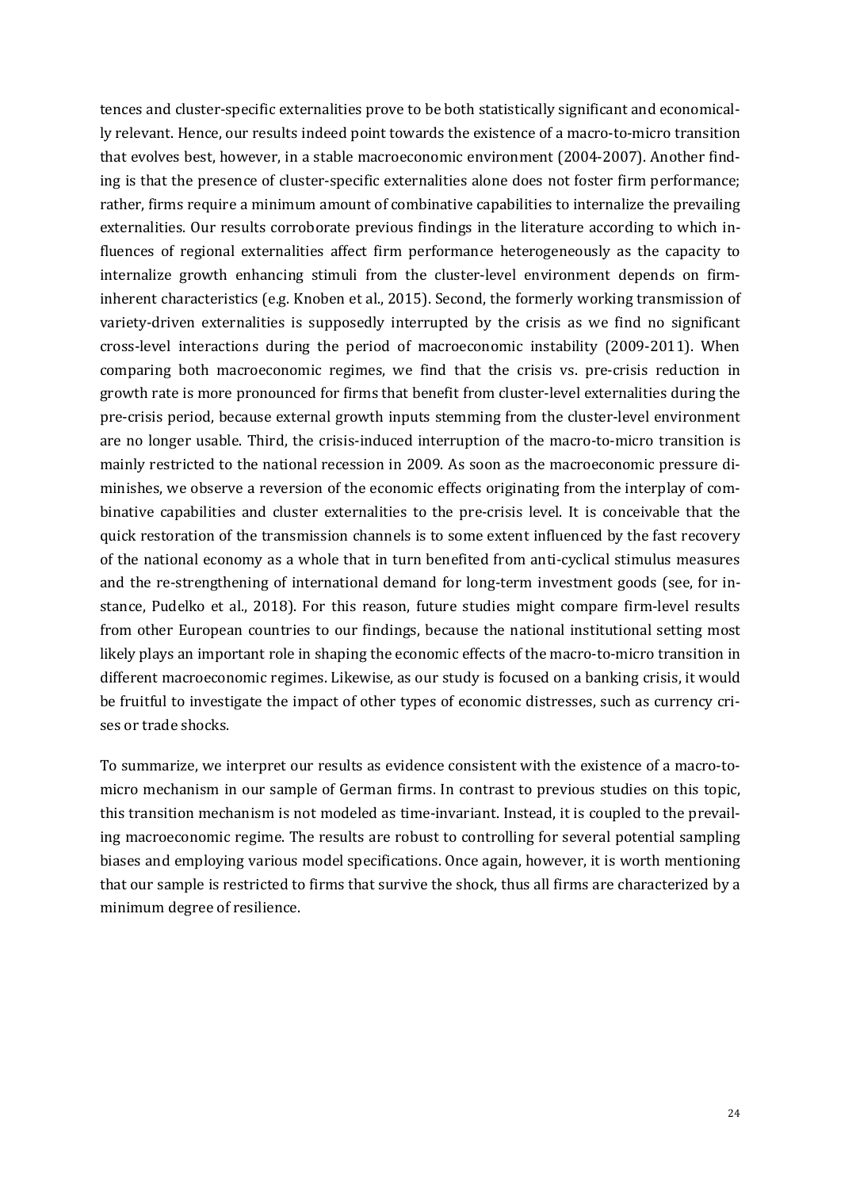tences and cluster-specific externalities prove to be both statistically significant and economically relevant. Hence, our results indeed point towards the existence of a macro-to-micro transition that evolves best, however, in a stable macroeconomic environment (2004-2007). Another finding is that the presence of cluster-specific externalities alone does not foster firm performance; rather, firms require a minimum amount of combinative capabilities to internalize the prevailing externalities. Our results corroborate previous findings in the literature according to which influences of regional externalities affect firm performance heterogeneously as the capacity to internalize growth enhancing stimuli from the cluster-level environment depends on firm-inherent characteristics (e.g. Knoben et al., 2015). Second, the formerly working transmission of variety-driven externalities is supposedly interrupted by the crisis as we find no significant cross-level interactions during the period of macroeconomic instability (2009-2011). When comparing both macroeconomic regimes, we find that the crisis vs. pre-crisis reduction in growth rate is more pronounced for firms that benefit from cluster-level externalities during the pre-crisis period, because external growth inputs stemming from the cluster-level environment are no longer usable. Third, the crisis-induced interruption of the macro-to-micro transition is mainly restricted to the national recession in 2009. As soon as the macroeconomic pressure diminishes, we observe a reversion of the economic effects originating from the interplay of combinative capabilities and cluster externalities to the pre-crisis level. It is conceivable that the quick restoration of the transmission channels is to some extent influenced by the fast recovery of the national economy as a whole that in turn benefited from anti-cyclical stimulus measures and the re-strengthening of international demand for long-term investment goods (see, for instance, Pudelko et al., 2018). For this reason, future studies might compare firm-level results from other European countries to our findings, because the national institutional setting most likely plays an important role in shaping the economic effects of the macro-to-micro transition in different macroeconomic regimes. Likewise, as our study is focused on a banking crisis, it would be fruitful to investigate the impact of other types of economic distresses, such as currency crises or trade shocks.

To summarize, we interpret our results as evidence consistent with the existence of a macro-to-micro mechanism in our sample of German firms. In contrast to previous studies on this topic, this transition mechanism is not modeled as time-invariant. Instead, it is coupled to the prevailing macroeconomic regime. The results are robust to controlling for several potential sampling biases and employing various model specifications. Once again, however, it is worth mentioning that our sample is restricted to firms that survive the shock, thus all firms are characterized by a minimum degree of resilience.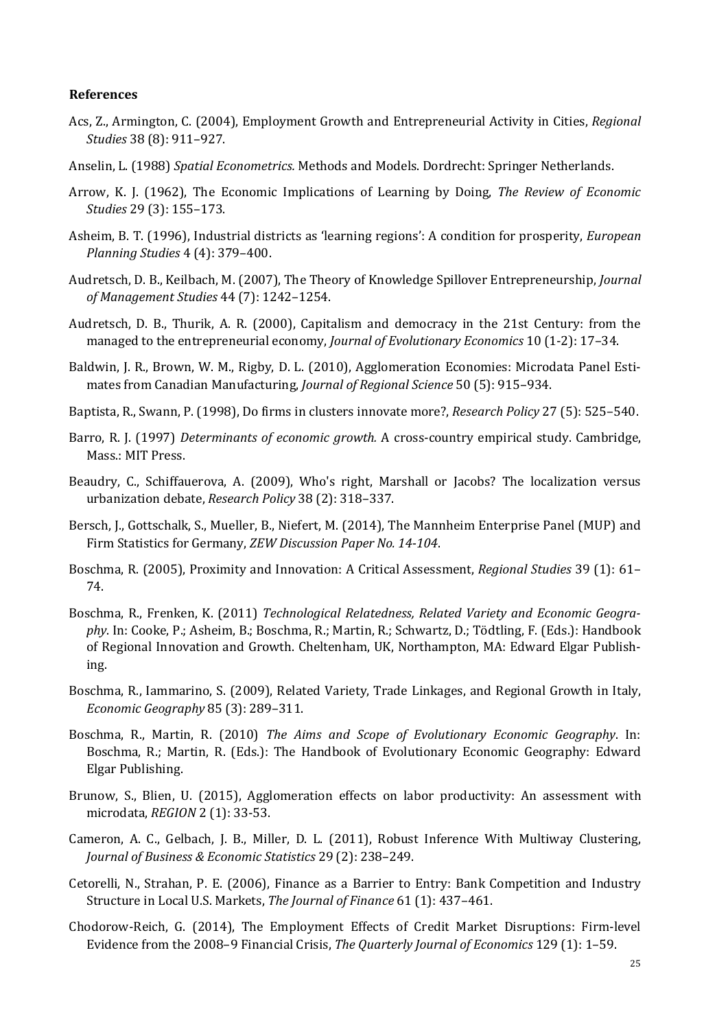**References**

Acs, Z., Armington, C. (2004), Employment Growth and Entrepreneurial Activity in Cities, *Regional Studies* 38 (8): 911–927.

Anselin, L. (1988) *Spatial Econometrics.* Methods and Models. Dordrecht: Springer Netherlands.

Arrow, K. J. (1962), The Economic Implications of Learning by Doing, *The Review of Economic Studies* 29 (3): 155–173.

Asheim, B. T. (1996), Industrial districts as 'learning regions': A condition for prosperity, *European Planning Studies* 4 (4): 379–400.

Audretsch, D. B., Keilbach, M. (2007), The Theory of Knowledge Spillover Entrepreneurship, *Journal of Management Studies* 44 (7): 1242–1254.

Audretsch, D. B., Thurik, A. R. (2000), Capitalism and democracy in the 21st Century: from the managed to the entrepreneurial economy, *Journal of Evolutionary Economics* 10 (1-2): 17–34.

Baldwin, J. R., Brown, W. M., Rigby, D. L. (2010), Agglomeration Economies: Microdata Panel Estimates from Canadian Manufacturing, *Journal of Regional Science* 50 (5): 915–934.

Baptista, R., Swann, P. (1998), Do firms in clusters innovate more?, *Research Policy* 27 (5): 525–540.

Barro, R. J. (1997) *Determinants of economic growth.* A cross-country empirical study. Cambridge, Mass.: MIT Press.

Beaudry, C., Schiffauerova, A. (2009), Who's right, Marshall or Jacobs? The localization versus urbanization debate, *Research Policy* 38 (2): 318–337.

Bersch, J., Gottschalk, S., Mueller, B., Niefert, M. (2014), The Mannheim Enterprise Panel (MUP) and Firm Statistics for Germany, *ZEW Discussion Paper No. 14-104*.

Boschma, R. (2005), Proximity and Innovation: A Critical Assessment, *Regional Studies* 39 (1): 61–74.

Boschma, R., Frenken, K. (2011) *Technological Relatedness, Related Variety and Economic Geography*. In: Cooke, P.; Asheim, B.; Boschma, R.; Martin, R.; Schwartz, D.; Tödtling, F. (Eds.): Handbook of Regional Innovation and Growth. Cheltenham, UK, Northampton, MA: Edward Elgar Publishing.

Boschma, R., Iammarino, S. (2009), Related Variety, Trade Linkages, and Regional Growth in Italy, *Economic Geography* 85 (3): 289–311.

Boschma, R., Martin, R. (2010) *The Aims and Scope of Evolutionary Economic Geography*. In: Boschma, R.; Martin, R. (Eds.): The Handbook of Evolutionary Economic Geography: Edward Elgar Publishing.

Brunow, S., Blien, U. (2015), Agglomeration effects on labor productivity: An assessment with microdata, *REGION* 2 (1): 33-53.

Cameron, A. C., Gelbach, J. B., Miller, D. L. (2011), Robust Inference With Multiway Clustering, *Journal of Business & Economic Statistics* 29 (2): 238–249.

Cetorelli, N., Strahan, P. E. (2006), Finance as a Barrier to Entry: Bank Competition and Industry Structure in Local U.S. Markets, *The Journal of Finance* 61 (1): 437–461.

Chodorow-Reich, G. (2014), The Employment Effects of Credit Market Disruptions: Firm-level Evidence from the 2008–9 Financial Crisis, *The Quarterly Journal of Economics* 129 (1): 1–59.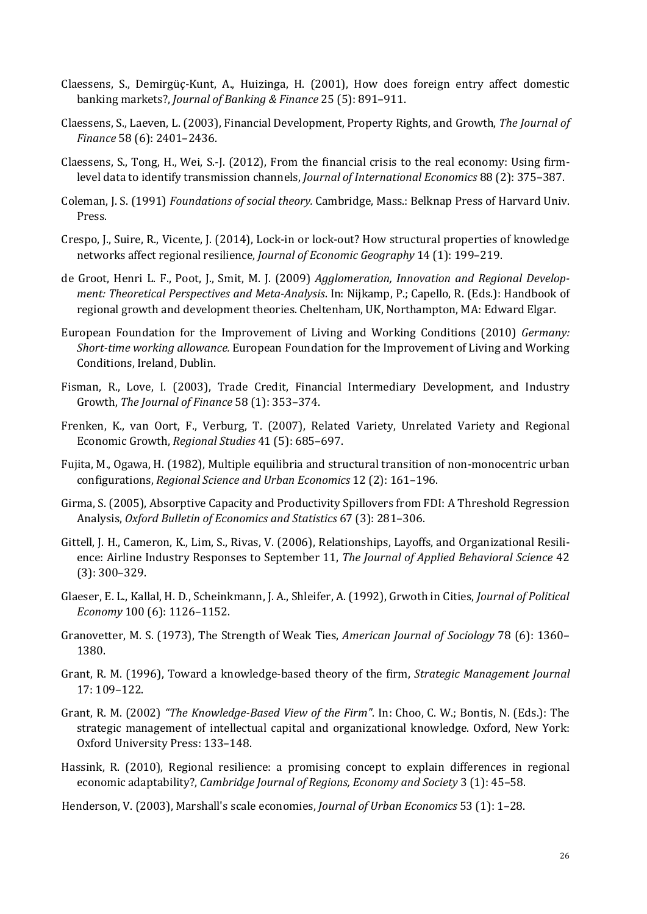Claessens, S., Demirgüç-Kunt, A., Huizinga, H. (2001), How does foreign entry affect domestic banking markets?, *Journal of Banking & Finance* 25 (5): 891–911.

Claessens, S., Laeven, L. (2003), Financial Development, Property Rights, and Growth, *The Journal of Finance* 58 (6): 2401–2436.

Claessens, S., Tong, H., Wei, S.-J. (2012), From the financial crisis to the real economy: Using firm-level data to identify transmission channels, *Journal of International Economics* 88 (2): 375–387.

Coleman, J. S. (1991) *Foundations of social theory.* Cambridge, Mass.: Belknap Press of Harvard Univ. Press.

Crespo, J., Suire, R., Vicente, J. (2014), Lock-in or lock-out? How structural properties of knowledge networks affect regional resilience, *Journal of Economic Geography* 14 (1): 199–219.

de Groot, Henri L. F., Poot, J., Smit, M. J. (2009) *Agglomeration, Innovation and Regional Development: Theoretical Perspectives and Meta-Analysis*. In: Nijkamp, P.; Capello, R. (Eds.): Handbook of regional growth and development theories. Cheltenham, UK, Northampton, MA: Edward Elgar.

European Foundation for the Improvement of Living and Working Conditions (2010) *Germany: Short-time working allowance.* European Foundation for the Improvement of Living and Working Conditions, Ireland, Dublin.

Fisman, R., Love, I. (2003), Trade Credit, Financial Intermediary Development, and Industry Growth, *The Journal of Finance* 58 (1): 353–374.

Frenken, K., van Oort, F., Verburg, T. (2007), Related Variety, Unrelated Variety and Regional Economic Growth, *Regional Studies* 41 (5): 685–697.

Fujita, M., Ogawa, H. (1982), Multiple equilibria and structural transition of non-monocentric urban configurations, *Regional Science and Urban Economics* 12 (2): 161–196.

Girma, S. (2005), Absorptive Capacity and Productivity Spillovers from FDI: A Threshold Regression Analysis, *Oxford Bulletin of Economics and Statistics* 67 (3): 281–306.

Gittell, J. H., Cameron, K., Lim, S., Rivas, V. (2006), Relationships, Layoffs, and Organizational Resilience: Airline Industry Responses to September 11, *The Journal of Applied Behavioral Science* 42 (3): 300–329.

Glaeser, E. L., Kallal, H. D., Scheinkmann, J. A., Shleifer, A. (1992), Grwoth in Cities, *Journal of Political Economy* 100 (6): 1126–1152.

Granovetter, M. S. (1973), The Strength of Weak Ties, *American Journal of Sociology* 78 (6): 1360–1380.

Grant, R. M. (1996), Toward a knowledge-based theory of the firm, *Strategic Management Journal* 17: 109–122.

Grant, R. M. (2002) *"The Knowledge-Based View of the Firm"*. In: Choo, C. W.; Bontis, N. (Eds.): The strategic management of intellectual capital and organizational knowledge. Oxford, New York: Oxford University Press: 133–148.

Hassink, R. (2010), Regional resilience: a promising concept to explain differences in regional economic adaptability?, *Cambridge Journal of Regions, Economy and Society* 3 (1): 45–58.

Henderson, V. (2003), Marshall's scale economies, *Journal of Urban Economics* 53 (1): 1–28.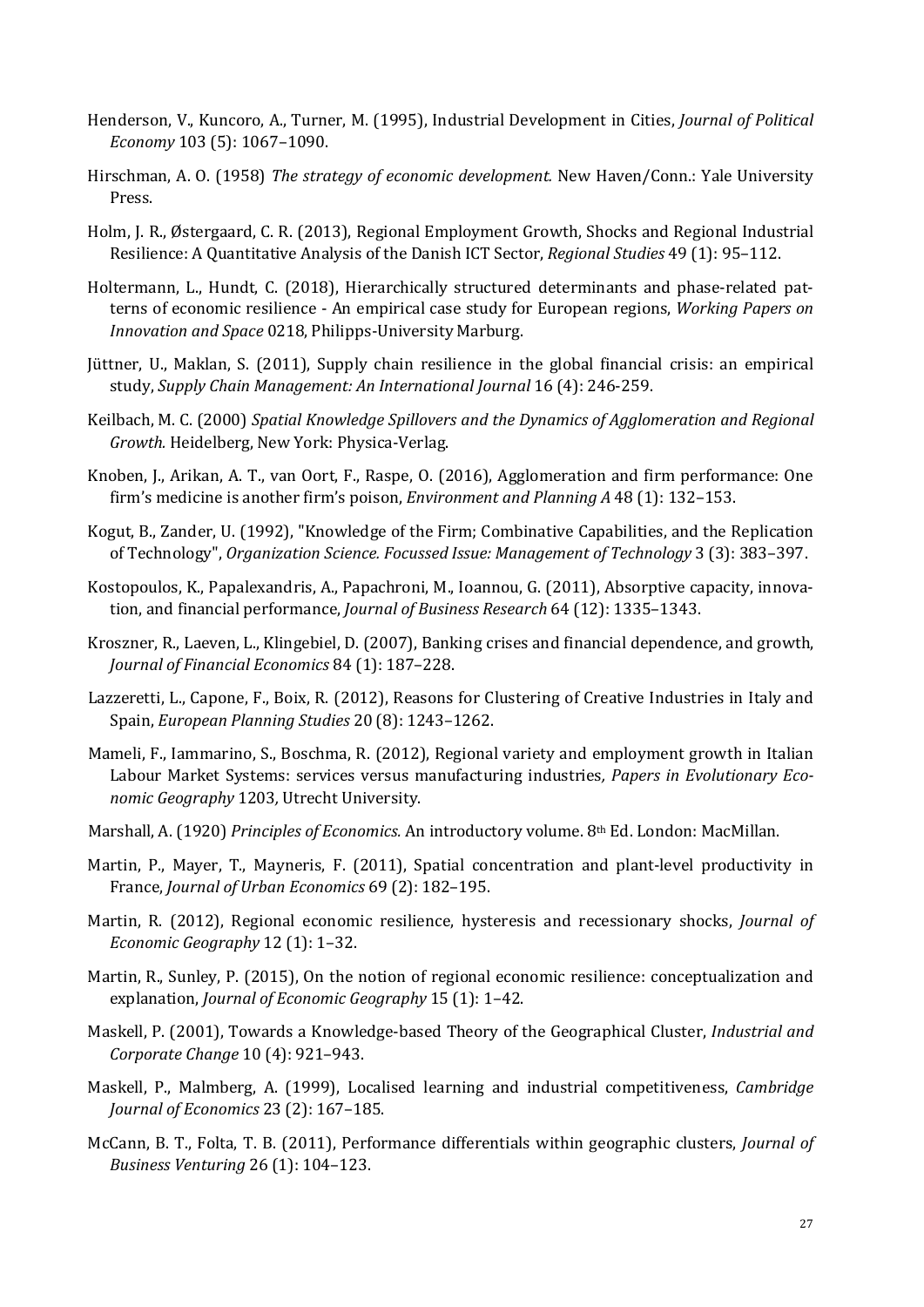Henderson, V., Kuncoro, A., Turner, M. (1995), Industrial Development in Cities, *Journal of Political Economy* 103 (5): 1067–1090.

Hirschman, A. O. (1958) *The strategy of economic development.* New Haven/Conn.: Yale University Press.

Holm, J. R., Østergaard, C. R. (2013), Regional Employment Growth, Shocks and Regional Industrial Resilience: A Quantitative Analysis of the Danish ICT Sector, *Regional Studies* 49 (1): 95–112.

Holtermann, L., Hundt, C. (2018), Hierarchically structured determinants and phase-related patterns of economic resilience - An empirical case study for European regions, *Working Papers on Innovation and Space* 0218, Philipps-University Marburg.

Jüttner, U., Maklan, S. (2011), Supply chain resilience in the global financial crisis: an empirical study, *Supply Chain Management: An International Journal* 16 (4): 246-259.

Keilbach, M. C. (2000) *Spatial Knowledge Spillovers and the Dynamics of Agglomeration and Regional Growth.* Heidelberg, New York: Physica-Verlag.

Knoben, J., Arikan, A. T., van Oort, F., Raspe, O. (2016), Agglomeration and firm performance: One firm's medicine is another firm's poison, *Environment and Planning A* 48 (1): 132–153.

Kogut, B., Zander, U. (1992), "Knowledge of the Firm; Combinative Capabilities, and the Replication of Technology", *Organization Science. Focussed Issue: Management of Technology* 3 (3): 383–397.

Kostopoulos, K., Papalexandris, A., Papachroni, M., Ioannou, G. (2011), Absorptive capacity, innovation, and financial performance, *Journal of Business Research* 64 (12): 1335–1343.

Kroszner, R., Laeven, L., Klingebiel, D. (2007), Banking crises and financial dependence, and growth, *Journal of Financial Economics* 84 (1): 187–228.

Lazzeretti, L., Capone, F., Boix, R. (2012), Reasons for Clustering of Creative Industries in Italy and Spain, *European Planning Studies* 20 (8): 1243–1262.

Mameli, F., Iammarino, S., Boschma, R. (2012), Regional variety and employment growth in Italian Labour Market Systems: services versus manufacturing industries*, Papers in Evolutionary Economic Geography* 1203*,* Utrecht University.

Marshall, A. (1920) *Principles of Economics.* An introductory volume. 8th Ed. London: MacMillan.

Martin, P., Mayer, T., Mayneris, F. (2011), Spatial concentration and plant-level productivity in France, *Journal of Urban Economics* 69 (2): 182–195.

Martin, R. (2012), Regional economic resilience, hysteresis and recessionary shocks, *Journal of Economic Geography* 12 (1): 1–32.

Martin, R., Sunley, P. (2015), On the notion of regional economic resilience: conceptualization and explanation, *Journal of Economic Geography* 15 (1): 1–42.

Maskell, P. (2001), Towards a Knowledge-based Theory of the Geographical Cluster, *Industrial and Corporate Change* 10 (4): 921–943.

Maskell, P., Malmberg, A. (1999), Localised learning and industrial competitiveness, *Cambridge Journal of Economics* 23 (2): 167–185.

McCann, B. T., Folta, T. B. (2011), Performance differentials within geographic clusters, *Journal of Business Venturing* 26 (1): 104–123.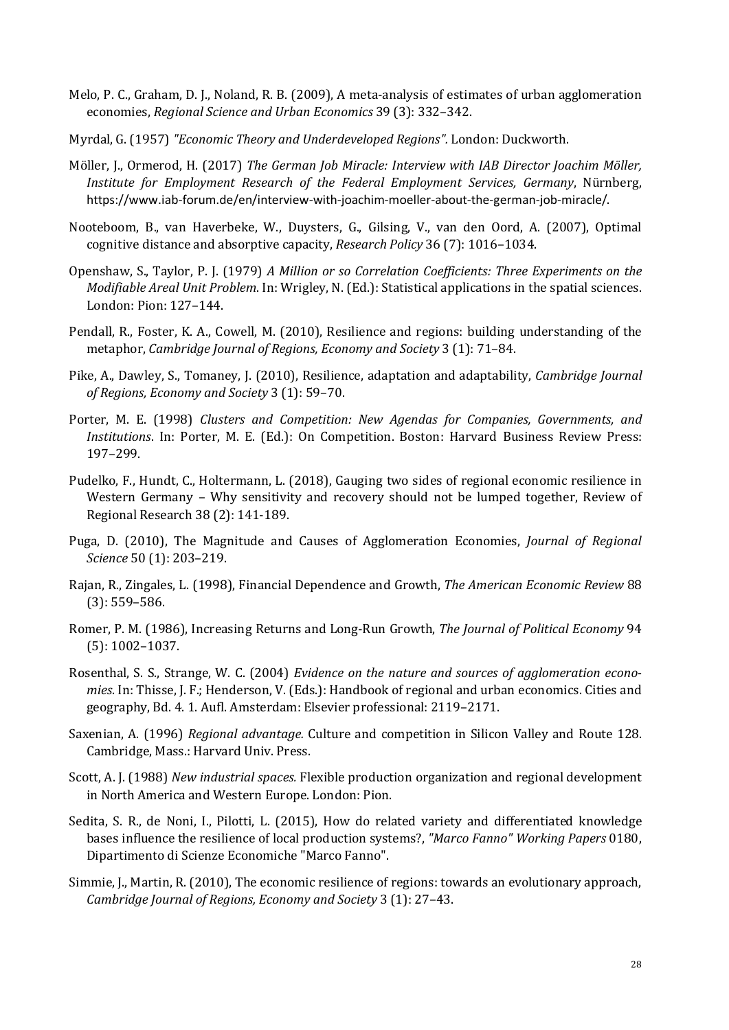Melo, P. C., Graham, D. J., Noland, R. B. (2009), A meta-analysis of estimates of urban agglomeration economies, *Regional Science and Urban Economics* 39 (3): 332–342.

Myrdal, G. (1957) *"Economic Theory and Underdeveloped Regions".* London: Duckworth.

Möller, J., Ormerod, H. (2017) *The German Job Miracle: Interview with IAB Director Joachim Möller, Institute for Employment Research of the Federal Employment Services, Germany*, Nürnberg, https://www.iab-forum.de/en/interview-with-joachim-moeller-about-the-german-job-miracle/.

Nooteboom, B., van Haverbeke, W., Duysters, G., Gilsing, V., van den Oord, A. (2007), Optimal cognitive distance and absorptive capacity, *Research Policy* 36 (7): 1016–1034.

Openshaw, S., Taylor, P. J. (1979) *A Million or so Correlation Coefficients: Three Experiments on the Modifiable Areal Unit Problem*. In: Wrigley, N. (Ed.): Statistical applications in the spatial sciences. London: Pion: 127–144.

Pendall, R., Foster, K. A., Cowell, M. (2010), Resilience and regions: building understanding of the metaphor, *Cambridge Journal of Regions, Economy and Society* 3 (1): 71–84.

Pike, A., Dawley, S., Tomaney, J. (2010), Resilience, adaptation and adaptability, *Cambridge Journal of Regions, Economy and Society* 3 (1): 59–70.

Porter, M. E. (1998) *Clusters and Competition: New Agendas for Companies, Governments, and Institutions*. In: Porter, M. E. (Ed.): On Competition. Boston: Harvard Business Review Press: 197–299.

Pudelko, F., Hundt, C., Holtermann, L. (2018), Gauging two sides of regional economic resilience in Western Germany – Why sensitivity and recovery should not be lumped together, Review of Regional Research 38 (2): 141-189.

Puga, D. (2010), The Magnitude and Causes of Agglomeration Economies, *Journal of Regional Science* 50 (1): 203–219.

Rajan, R., Zingales, L. (1998), Financial Dependence and Growth, *The American Economic Review* 88 (3): 559–586.

Romer, P. M. (1986), Increasing Returns and Long-Run Growth, *The Journal of Political Economy* 94 (5): 1002–1037.

Rosenthal, S. S., Strange, W. C. (2004) *Evidence on the nature and sources of agglomeration economies*. In: Thisse, J. F.; Henderson, V. (Eds.): Handbook of regional and urban economics. Cities and geography, Bd. 4. 1. Aufl. Amsterdam: Elsevier professional: 2119–2171.

Saxenian, A. (1996) *Regional advantage.* Culture and competition in Silicon Valley and Route 128. Cambridge, Mass.: Harvard Univ. Press.

Scott, A. J. (1988) *New industrial spaces.* Flexible production organization and regional development in North America and Western Europe. London: Pion.

Sedita, S. R., de Noni, I., Pilotti, L. (2015), How do related variety and differentiated knowledge bases influence the resilience of local production systems?, *"Marco Fanno" Working Papers* 0180, Dipartimento di Scienze Economiche "Marco Fanno".

Simmie, J., Martin, R. (2010), The economic resilience of regions: towards an evolutionary approach, *Cambridge Journal of Regions, Economy and Society* 3 (1): 27–43.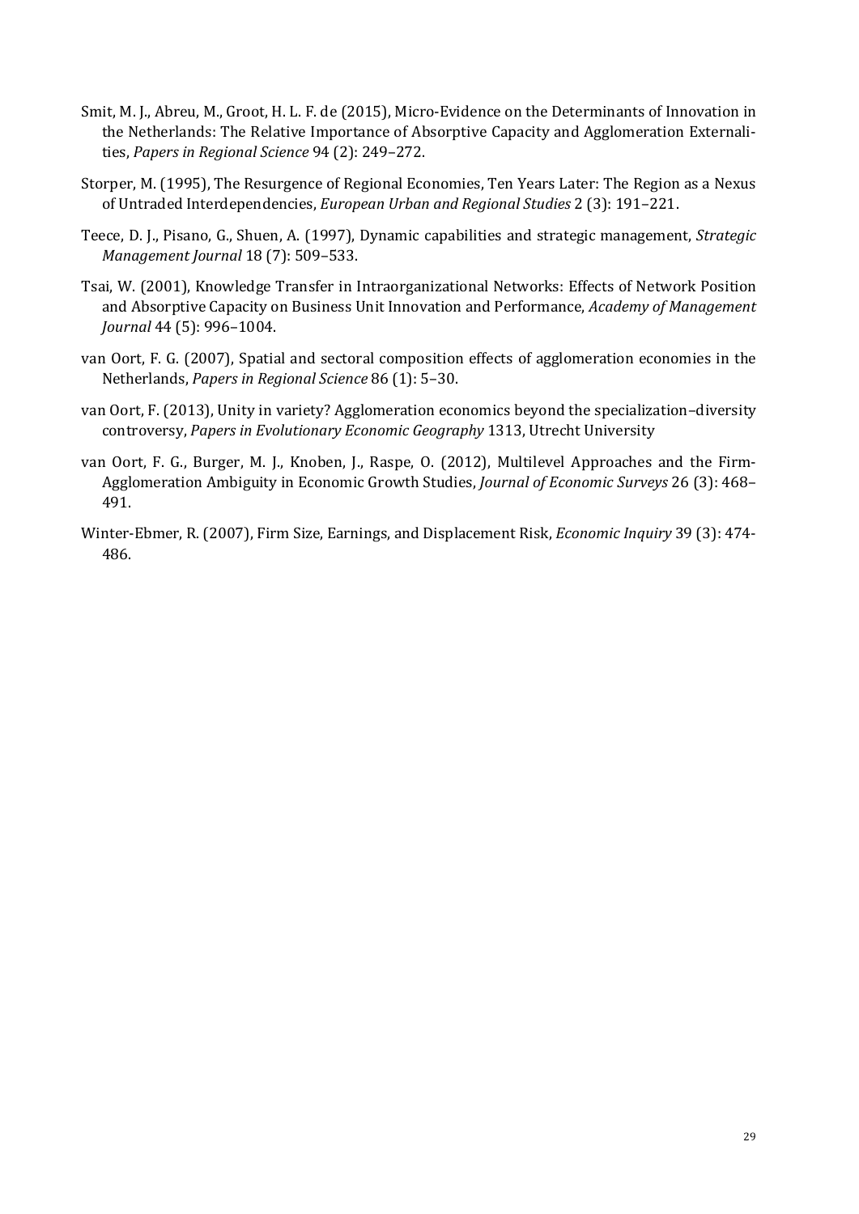Smit, M. J., Abreu, M., Groot, H. L. F. de (2015), Micro-Evidence on the Determinants of Innovation in the Netherlands: The Relative Importance of Absorptive Capacity and Agglomeration Externalities, *Papers in Regional Science* 94 (2): 249–272.

Storper, M. (1995), The Resurgence of Regional Economies, Ten Years Later: The Region as a Nexus of Untraded Interdependencies, *European Urban and Regional Studies* 2 (3): 191–221.

Teece, D. J., Pisano, G., Shuen, A. (1997), Dynamic capabilities and strategic management, *Strategic Management Journal* 18 (7): 509–533.

Tsai, W. (2001), Knowledge Transfer in Intraorganizational Networks: Effects of Network Position and Absorptive Capacity on Business Unit Innovation and Performance, *Academy of Management Journal* 44 (5): 996–1004.

van Oort, F. G. (2007), Spatial and sectoral composition effects of agglomeration economies in the Netherlands, *Papers in Regional Science* 86 (1): 5–30.

van Oort, F. (2013), Unity in variety? Agglomeration economics beyond the specialization–diversity controversy, *Papers in Evolutionary Economic Geography* 1313, Utrecht University

van Oort, F. G., Burger, M. J., Knoben, J., Raspe, O. (2012), Multilevel Approaches and the Firm-Agglomeration Ambiguity in Economic Growth Studies, *Journal of Economic Surveys* 26 (3): 468–491.

Winter-Ebmer, R. (2007), Firm Size, Earnings, and Displacement Risk, *Economic Inquiry* 39 (3): 474-486.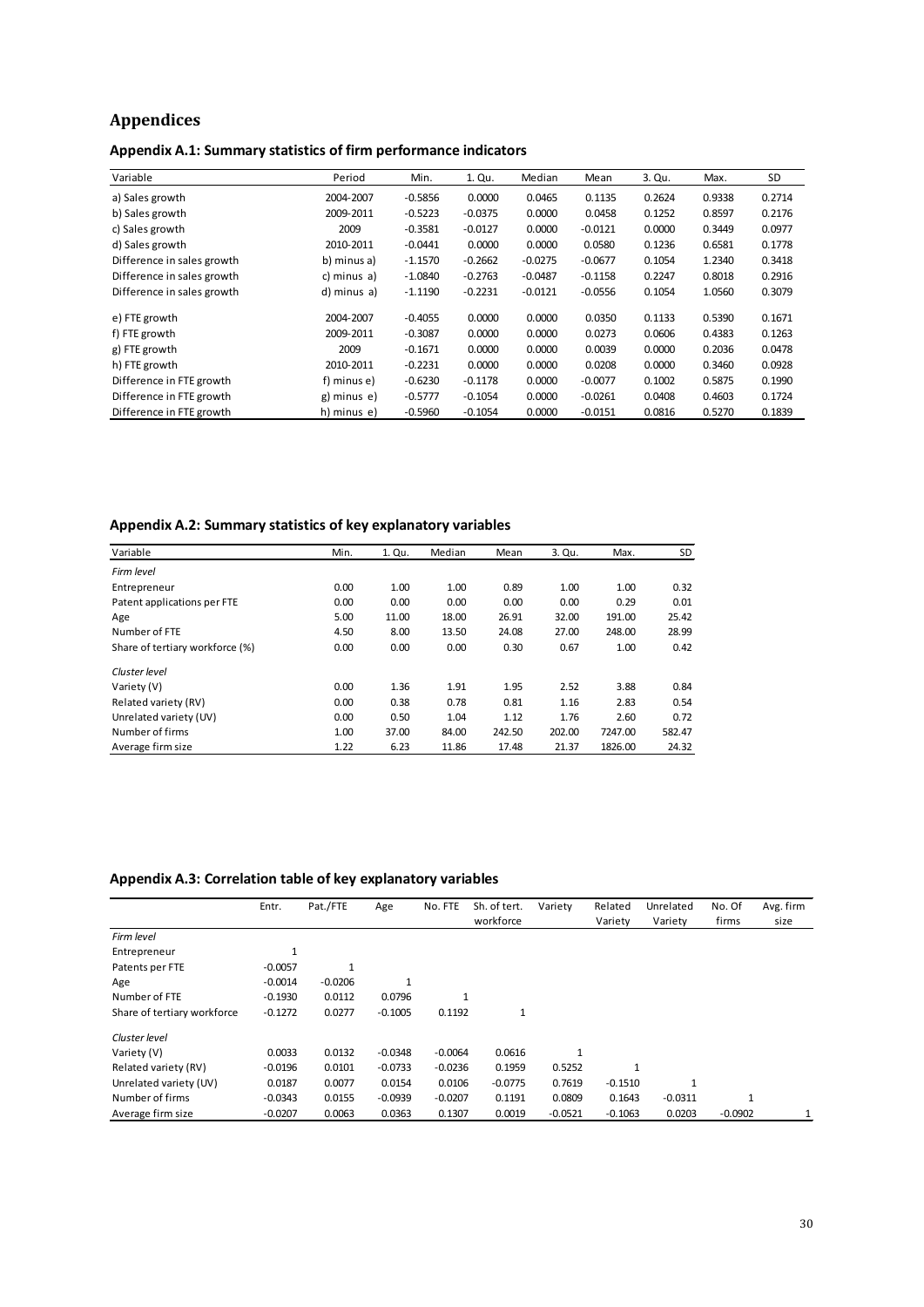# Appendices

## Appendix A.1: Summary statistics of firm performance indicators

| Variable | Period | Min. | 1. Qu. | Median | Mean | 3. Qu. | Max. | SD |
|---|---|---|---|---|---|---|---|---|
| a) Sales growth | 2004-2007 | -0.5856 | 0.0000 | 0.0465 | 0.1135 | 0.2624 | 0.9338 | 0.2714 |
| b) Sales growth | 2009-2011 | -0.5223 | -0.0375 | 0.0000 | 0.0458 | 0.1252 | 0.8597 | 0.2176 |
| c) Sales growth | 2009 | -0.3581 | -0.0127 | 0.0000 | -0.0121 | 0.0000 | 0.3449 | 0.0977 |
| d) Sales growth | 2010-2011 | -0.0441 | 0.0000 | 0.0000 | 0.0580 | 0.1236 | 0.6581 | 0.1778 |
| Difference in sales growth | b) minus a) | -1.1570 | -0.2662 | -0.0275 | -0.0677 | 0.1054 | 1.2340 | 0.3418 |
| Difference in sales growth | c) minus a) | -1.0840 | -0.2763 | -0.0487 | -0.1158 | 0.2247 | 0.8018 | 0.2916 |
| Difference in sales growth | d) minus a) | -1.1190 | -0.2231 | -0.0121 | -0.0556 | 0.1054 | 1.0560 | 0.3079 |
| e) FTE growth | 2004-2007 | -0.4055 | 0.0000 | 0.0000 | 0.0350 | 0.1133 | 0.5390 | 0.1671 |
| f) FTE growth | 2009-2011 | -0.3087 | 0.0000 | 0.0000 | 0.0273 | 0.0606 | 0.4383 | 0.1263 |
| g) FTE growth | 2009 | -0.1671 | 0.0000 | 0.0000 | 0.0039 | 0.0000 | 0.2036 | 0.0478 |
| h) FTE growth | 2010-2011 | -0.2231 | 0.0000 | 0.0000 | 0.0208 | 0.0000 | 0.3460 | 0.0928 |
| Difference in FTE growth | f) minus e) | -0.6230 | -0.1178 | 0.0000 | -0.0077 | 0.1002 | 0.5875 | 0.1990 |
| Difference in FTE growth | g) minus e) | -0.5777 | -0.1054 | 0.0000 | -0.0261 | 0.0408 | 0.4603 | 0.1724 |
| Difference in FTE growth | h) minus e) | -0.5960 | -0.1054 | 0.0000 | -0.0151 | 0.0816 | 0.5270 | 0.1839 |

## Appendix A.2: Summary statistics of key explanatory variables

| Variable | Min. | 1. Qu. | Median | Mean | 3. Qu. | Max. | SD |
|---|---|---|---|---|---|---|---|
| *Firm level* | | | | | | | |
| Entrepreneur | 0.00 | 1.00 | 1.00 | 0.89 | 1.00 | 1.00 | 0.32 |
| Patent applications per FTE | 0.00 | 0.00 | 0.00 | 0.00 | 0.00 | 0.29 | 0.01 |
| Age | 5.00 | 11.00 | 18.00 | 26.91 | 32.00 | 191.00 | 25.42 |
| Number of FTE | 4.50 | 8.00 | 13.50 | 24.08 | 27.00 | 248.00 | 28.99 |
| Share of tertiary workforce (%) | 0.00 | 0.00 | 0.00 | 0.30 | 0.67 | 1.00 | 0.42 |
| *Cluster level* | | | | | | | |
| Variety (V) | 0.00 | 1.36 | 1.91 | 1.95 | 2.52 | 3.88 | 0.84 |
| Related variety (RV) | 0.00 | 0.38 | 0.78 | 0.81 | 1.16 | 2.83 | 0.54 |
| Unrelated variety (UV) | 0.00 | 0.50 | 1.04 | 1.12 | 1.76 | 2.60 | 0.72 |
| Number of firms | 1.00 | 37.00 | 84.00 | 242.50 | 202.00 | 7247.00 | 582.47 |
| Average firm size | 1.22 | 6.23 | 11.86 | 17.48 | 21.37 | 1826.00 | 24.32 |

## Appendix A.3: Correlation table of key explanatory variables

| | Entr. | Pat./FTE | Age | No. FTE | Sh. of tert. workforce | Variety | Related Variety | Unrelated Variety | No. Of firms | Avg. firm size |
|---|---|---|---|---|---|---|---|---|---|---|
| *Firm level* | | | | | | | | | | |
| Entrepreneur | 1 | | | | | | | | | |
| Patents per FTE | -0.0057 | 1 | | | | | | | | |
| Age | -0.0014 | -0.0206 | 1 | | | | | | | |
| Number of FTE | -0.1930 | 0.0112 | 0.0796 | 1 | | | | | | |
| Share of tertiary workforce | -0.1272 | 0.0277 | -0.1005 | 0.1192 | 1 | | | | | |
| *Cluster level* | | | | | | | | | | |
| Variety (V) | 0.0033 | 0.0132 | -0.0348 | -0.0064 | 0.0616 | 1 | | | | |
| Related variety (RV) | -0.0196 | 0.0101 | -0.0733 | -0.0236 | 0.1959 | 0.5252 | 1 | | | |
| Unrelated variety (UV) | 0.0187 | 0.0077 | 0.0154 | 0.0106 | -0.0775 | 0.7619 | -0.1510 | 1 | | |
| Number of firms | -0.0343 | 0.0155 | -0.0939 | -0.0207 | 0.1191 | 0.0809 | 0.1643 | -0.0311 | 1 | |
| Average firm size | -0.0207 | 0.0063 | 0.0363 | 0.1307 | 0.0019 | -0.0521 | -0.1063 | 0.0203 | -0.0902 | 1 |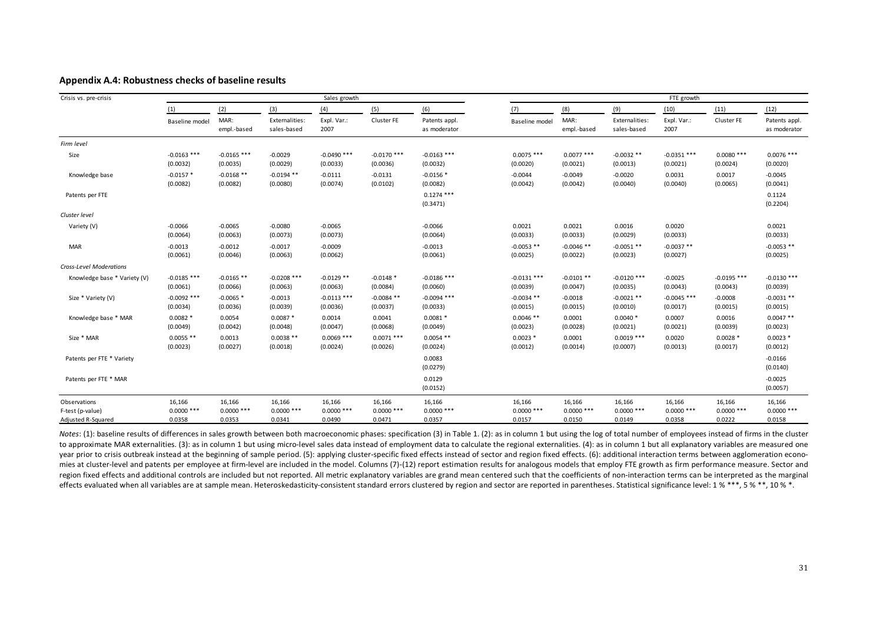### Appendix A.4: Robustness checks of baseline results

| Crisis vs. pre-crisis | Sales growth | | | | | | FTE growth | | | | | |
|---|---|---|---|---|---|---|---|---|---|---|---|---|
| | (1) | (2) | (3) | (4) | (5) | (6) | (7) | (8) | (9) | (10) | (11) | (12) |
| | Baseline model | MAR: empl.-based | Externalities: sales-based | Expl. Var.: 2007 | Cluster FE | Patents appl. as moderator | Baseline model | MAR: empl.-based | Externalities: sales-based | Expl. Var.: 2007 | Cluster FE | Patents appl. as moderator |
| *Firm level* | | | | | | | | | | | | |
| Size | -0.0163 *** | -0.0165 *** | -0.0029 | -0.0490 *** | -0.0170 *** | -0.0163 *** | 0.0075 *** | 0.0077 *** | -0.0032 ** | -0.0351 *** | 0.0080 *** | 0.0076 *** |
| | (0.0032) | (0.0035) | (0.0029) | (0.0033) | (0.0036) | (0.0032) | (0.0020) | (0.0021) | (0.0013) | (0.0021) | (0.0024) | (0.0020) |
| Knowledge base | -0.0157 * | -0.0168 ** | -0.0194 ** | -0.0111 | -0.0131 | -0.0156 * | -0.0044 | -0.0049 | -0.0020 | 0.0031 | 0.0017 | -0.0045 |
| | (0.0082) | (0.0082) | (0.0080) | (0.0074) | (0.0102) | (0.0082) | (0.0042) | (0.0042) | (0.0040) | (0.0040) | (0.0065) | (0.0041) |
| Patents per FTE | | | | | | 0.1274 *** | | | | | | 0.1124 |
| | | | | | | (0.3471) | | | | | | (0.2204) |
| *Cluster level* | | | | | | | | | | | | |
| Variety (V) | -0.0066 | -0.0065 | -0.0080 | -0.0065 | | -0.0066 | 0.0021 | 0.0021 | 0.0016 | 0.0020 | | 0.0021 |
| | (0.0064) | (0.0063) | (0.0073) | (0.0073) | | (0.0064) | (0.0033) | (0.0033) | (0.0029) | (0.0033) | | (0.0033) |
| MAR | -0.0013 | -0.0012 | -0.0017 | -0.0009 | | -0.0013 | -0.0053 ** | -0.0046 ** | -0.0051 ** | -0.0037 ** | | -0.0053 ** |
| | (0.0061) | (0.0046) | (0.0063) | (0.0062) | | (0.0061) | (0.0025) | (0.0022) | (0.0023) | (0.0027) | | (0.0025) |
| *Cross-Level Moderations* | | | | | | | | | | | | |
| Knowledge base * Variety (V) | -0.0185 *** | -0.0165 ** | -0.0208 *** | -0.0129 ** | -0.0148 * | -0.0186 *** | -0.0131 *** | -0.0101 ** | -0.0120 *** | -0.0025 | -0.0195 *** | -0.0130 *** |
| | (0.0061) | (0.0066) | (0.0063) | (0.0063) | (0.0084) | (0.0060) | (0.0039) | (0.0047) | (0.0035) | (0.0043) | (0.0043) | (0.0039) |
| Size * Variety (V) | -0.0092 *** | -0.0065 * | -0.0013 | -0.0113 *** | -0.0084 ** | -0.0094 *** | -0.0034 ** | -0.0018 | -0.0021 ** | -0.0045 *** | -0.0008 | -0.0031 ** |
| | (0.0034) | (0.0036) | (0.0039) | (0.0036) | (0.0037) | (0.0033) | (0.0015) | (0.0015) | (0.0010) | (0.0017) | (0.0015) | (0.0015) |
| Knowledge base * MAR | 0.0082 * | 0.0054 | 0.0087 * | 0.0014 | 0.0041 | 0.0081 * | 0.0046 ** | 0.0001 | 0.0040 * | 0.0007 | 0.0016 | 0.0047 ** |
| | (0.0049) | (0.0042) | (0.0048) | (0.0047) | (0.0068) | (0.0049) | (0.0023) | (0.0028) | (0.0021) | (0.0021) | (0.0039) | (0.0023) |
| Size * MAR | 0.0055 ** | 0.0013 | 0.0038 ** | 0.0069 *** | 0.0071 *** | 0.0054 ** | 0.0023 * | 0.0001 | 0.0019 *** | 0.0020 | 0.0028 * | 0.0023 * |
| | (0.0023) | (0.0027) | (0.0018) | (0.0024) | (0.0026) | (0.0024) | (0.0012) | (0.0014) | (0.0007) | (0.0013) | (0.0017) | (0.0012) |
| Patents per FTE * Variety | | | | | | 0.0083 | | | | | | -0.0166 |
| | | | | | | (0.0279) | | | | | | (0.0140) |
| Patents per FTE * MAR | | | | | | 0.0129 | | | | | | -0.0025 |
| | | | | | | (0.0152) | | | | | | (0.0057) |
| Observations | 16,166 | 16,166 | 16,166 | 16,166 | 16,166 | 16,166 | 16,166 | 16,166 | 16,166 | 16,166 | 16,166 | 16,166 |
| F-test (p-value) | 0.0000 *** | 0.0000 *** | 0.0000 *** | 0.0000 *** | 0.0000 *** | 0.0000 *** | 0.0000 *** | 0.0000 *** | 0.0000 *** | 0.0000 *** | 0.0000 *** | 0.0000 *** |
| Adjusted R-Squared | 0.0358 | 0.0353 | 0.0341 | 0.0490 | 0.0471 | 0.0357 | 0.0157 | 0.0150 | 0.0149 | 0.0358 | 0.0222 | 0.0158 |

*Notes*: (1): baseline results of differences in sales growth between both macroeconomic phases: specification (3) in Table 1. (2): as in column 1 but using the log of total number of employees instead of firms in the cluster to approximate MAR externalities. (3): as in column 1 but using micro-level sales data instead of employment data to calculate the regional externalities. (4): as in column 1 but all explanatory variables are measured one year prior to crisis outbreak instead at the beginning of sample period. (5): applying cluster-specific fixed effects instead of sector and region fixed effects. (6): additional interaction terms between agglomeration economies at cluster-level and patents per employee at firm-level are included in the model. Columns (7)-(12) report estimation results for analogous models that employ FTE growth as firm performance measure. Sector and region fixed effects and additional controls are included but not reported. All metric explanatory variables are grand mean centered such that the coefficients of non-interaction terms can be interpreted as the marginal effects evaluated when all variables are at sample mean. Heteroskedasticity-consistent standard errors clustered by region and sector are reported in parentheses. Statistical significance level: 1 % ***, 5 % **, 10 % *.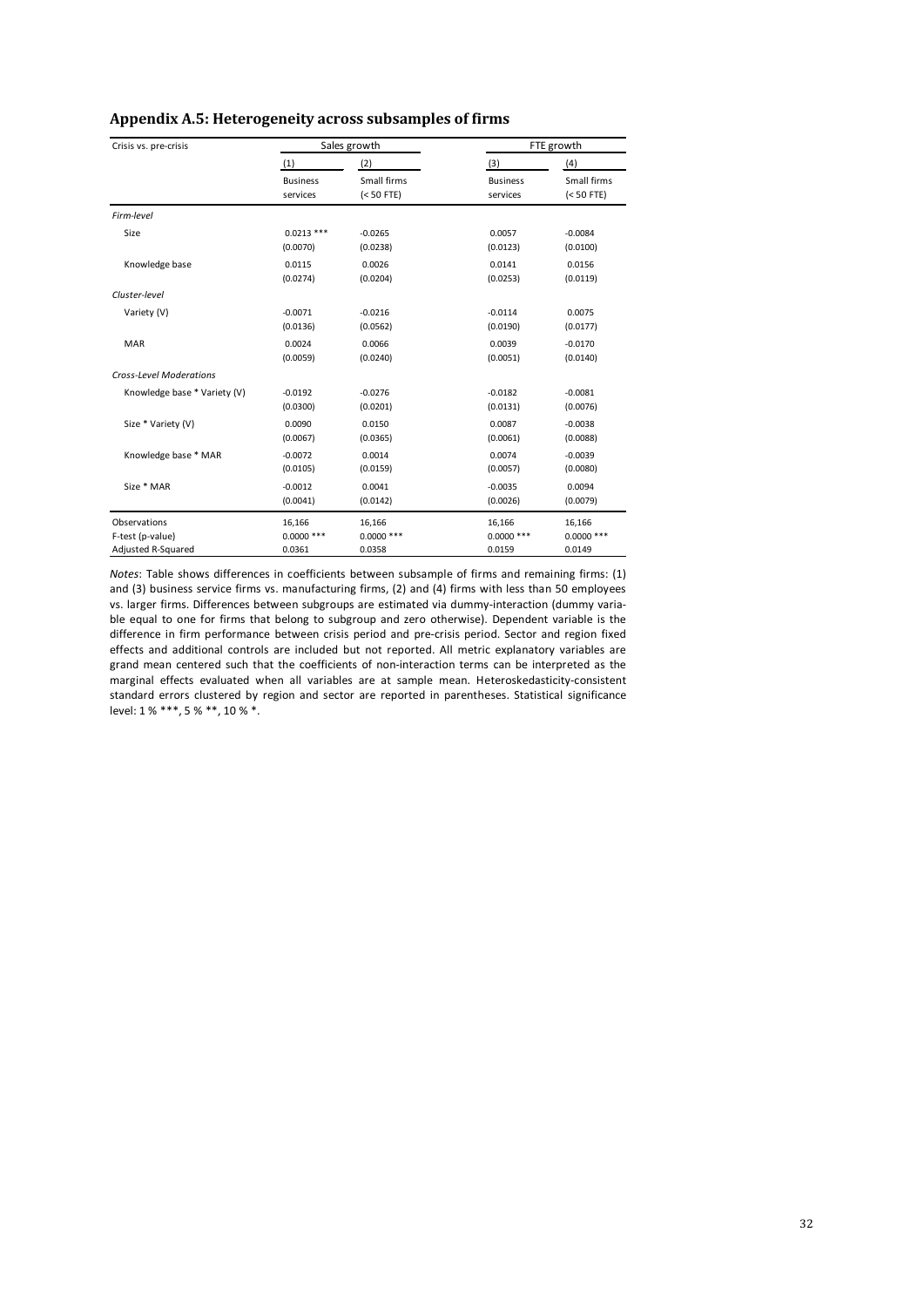## Appendix A.5: Heterogeneity across subsamples of firms

| Crisis vs. pre-crisis | Sales growth | | FTE growth | |
|---|---|---|---|---|
| | (1) | (2) | (3) | (4) |
| | Business services | Small firms (< 50 FTE) | Business services | Small firms (< 50 FTE) |
| *Firm-level* | | | | |
| Size | 0.0213 *** | -0.0265 | 0.0057 | -0.0084 |
| | (0.0070) | (0.0238) | (0.0123) | (0.0100) |
| Knowledge base | 0.0115 | 0.0026 | 0.0141 | 0.0156 |
| | (0.0274) | (0.0204) | (0.0253) | (0.0119) |
| *Cluster-level* | | | | |
| Variety (V) | -0.0071 | -0.0216 | -0.0114 | 0.0075 |
| | (0.0136) | (0.0562) | (0.0190) | (0.0177) |
| MAR | 0.0024 | 0.0066 | 0.0039 | -0.0170 |
| | (0.0059) | (0.0240) | (0.0051) | (0.0140) |
| *Cross-Level Moderations* | | | | |
| Knowledge base * Variety (V) | -0.0192 | -0.0276 | -0.0182 | -0.0081 |
| | (0.0300) | (0.0201) | (0.0131) | (0.0076) |
| Size * Variety (V) | 0.0090 | 0.0150 | 0.0087 | -0.0038 |
| | (0.0067) | (0.0365) | (0.0061) | (0.0088) |
| Knowledge base * MAR | -0.0072 | 0.0014 | 0.0074 | -0.0039 |
| | (0.0105) | (0.0159) | (0.0057) | (0.0080) |
| Size * MAR | -0.0012 | 0.0041 | -0.0035 | 0.0094 |
| | (0.0041) | (0.0142) | (0.0026) | (0.0079) |
| Observations | 16,166 | 16,166 | 16,166 | 16,166 |
| F-test (p-value) | 0.0000 *** | 0.0000 *** | 0.0000 *** | 0.0000 *** |
| Adjusted R-Squared | 0.0361 | 0.0358 | 0.0159 | 0.0149 |

*Notes*: Table shows differences in coefficients between subsample of firms and remaining firms: (1) and (3) business service firms vs. manufacturing firms, (2) and (4) firms with less than 50 employees vs. larger firms. Differences between subgroups are estimated via dummy-interaction (dummy variable equal to one for firms that belong to subgroup and zero otherwise). Dependent variable is the difference in firm performance between crisis period and pre-crisis period. Sector and region fixed effects and additional controls are included but not reported. All metric explanatory variables are grand mean centered such that the coefficients of non-interaction terms can be interpreted as the marginal effects evaluated when all variables are at sample mean. Heteroskedasticity-consistent standard errors clustered by region and sector are reported in parentheses. Statistical significance level: 1 % ***, 5 % **, 10 % *.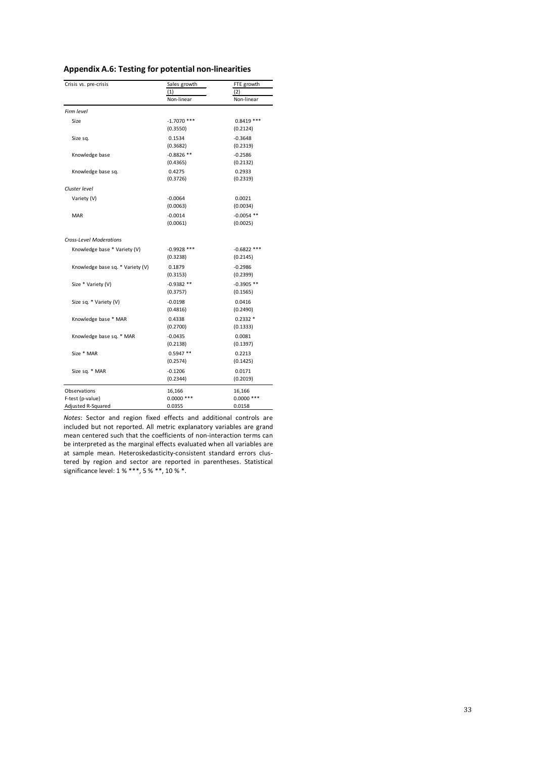## Appendix A.6: Testing for potential non-linearities

| Crisis vs. pre-crisis | Sales growth | FTE growth |
|---|---|---|
| | (1) | (2) |
| | Non-linear | Non-linear |
| *Firm level* | | |
| Size | -1.7070 *** | 0.8419 *** |
| | (0.3550) | (0.2124) |
| Size sq. | 0.1534 | -0.3648 |
| | (0.3682) | (0.2319) |
| Knowledge base | -0.8826 ** | -0.2586 |
| | (0.4365) | (0.2132) |
| Knowledge base sq. | 0.4275 | 0.2933 |
| | (0.3726) | (0.2319) |
| *Cluster level* | | |
| Variety (V) | -0.0064 | 0.0021 |
| | (0.0063) | (0.0034) |
| MAR | -0.0014 | -0.0054 ** |
| | (0.0061) | (0.0025) |
| *Cross-Level Moderations* | | |
| Knowledge base * Variety (V) | -0.9928 *** | -0.6822 *** |
| | (0.3238) | (0.2145) |
| Knowledge base sq. * Variety (V) | 0.1879 | -0.2986 |
| | (0.3153) | (0.2399) |
| Size * Variety (V) | -0.9382 ** | -0.3905 ** |
| | (0.3757) | (0.1565) |
| Size sq. * Variety (V) | -0.0198 | 0.0416 |
| | (0.4816) | (0.2490) |
| Knowledge base * MAR | 0.4338 | 0.2332 * |
| | (0.2700) | (0.1333) |
| Knowledge base sq. * MAR | -0.0435 | 0.0081 |
| | (0.2138) | (0.1397) |
| Size * MAR | 0.5947 ** | 0.2213 |
| | (0.2574) | (0.1425) |
| Size sq. * MAR | -0.1206 | 0.0171 |
| | (0.2344) | (0.2019) |
| Observations | 16,166 | 16,166 |
| F-test (p-value) | 0.0000 *** | 0.0000 *** |
| Adjusted R-Squared | 0.0355 | 0.0158 |

*Notes*: Sector and region fixed effects and additional controls are included but not reported. All metric explanatory variables are grand mean centered such that the coefficients of non-interaction terms can be interpreted as the marginal effects evaluated when all variables are at sample mean. Heteroskedasticity-consistent standard errors clustered by region and sector are reported in parentheses. Statistical significance level: 1 % ***, 5 % **, 10 % *.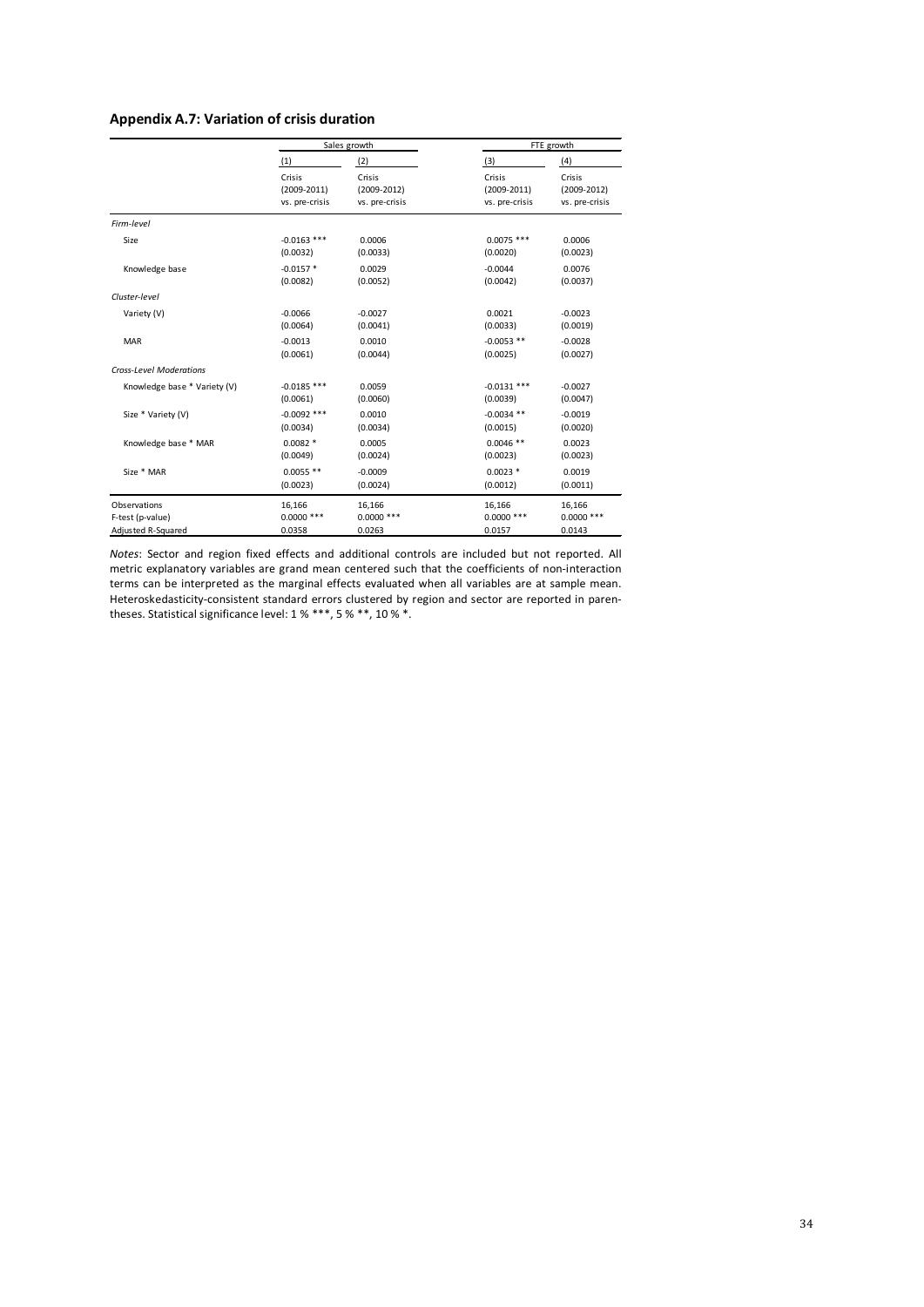## Appendix A.7: Variation of crisis duration

| | Sales growth | | FTE growth | |
|---|---|---|---|---|
| | (1) | (2) | (3) | (4) |
| | Crisis (2009-2011) vs. pre-crisis | Crisis (2009-2012) vs. pre-crisis | Crisis (2009-2011) vs. pre-crisis | Crisis (2009-2012) vs. pre-crisis |
| *Firm-level* | | | | |
| Size | -0.0163 *** | 0.0006 | 0.0075 *** | 0.0006 |
| | (0.0032) | (0.0033) | (0.0020) | (0.0023) |
| Knowledge base | -0.0157 * | 0.0029 | -0.0044 | 0.0076 |
| | (0.0082) | (0.0052) | (0.0042) | (0.0037) |
| *Cluster-level* | | | | |
| Variety (V) | -0.0066 | -0.0027 | 0.0021 | -0.0023 |
| | (0.0064) | (0.0041) | (0.0033) | (0.0019) |
| MAR | -0.0013 | 0.0010 | -0.0053 ** | -0.0028 |
| | (0.0061) | (0.0044) | (0.0025) | (0.0027) |
| *Cross-Level Moderations* | | | | |
| Knowledge base * Variety (V) | -0.0185 *** | 0.0059 | -0.0131 *** | -0.0027 |
| | (0.0061) | (0.0060) | (0.0039) | (0.0047) |
| Size * Variety (V) | -0.0092 *** | 0.0010 | -0.0034 ** | -0.0019 |
| | (0.0034) | (0.0034) | (0.0015) | (0.0020) |
| Knowledge base * MAR | 0.0082 * | 0.0005 | 0.0046 ** | 0.0023 |
| | (0.0049) | (0.0024) | (0.0023) | (0.0023) |
| Size * MAR | 0.0055 ** | -0.0009 | 0.0023 * | 0.0019 |
| | (0.0023) | (0.0024) | (0.0012) | (0.0011) |
| Observations | 16,166 | 16,166 | 16,166 | 16,166 |
| F-test (p-value) | 0.0000 *** | 0.0000 *** | 0.0000 *** | 0.0000 *** |
| Adjusted R-Squared | 0.0358 | 0.0263 | 0.0157 | 0.0143 |

*Notes*: Sector and region fixed effects and additional controls are included but not reported. All metric explanatory variables are grand mean centered such that the coefficients of non-interaction terms can be interpreted as the marginal effects evaluated when all variables are at sample mean. Heteroskedasticity-consistent standard errors clustered by region and sector are reported in parentheses. Statistical significance level: 1 % ***, 5 % **, 10 % *.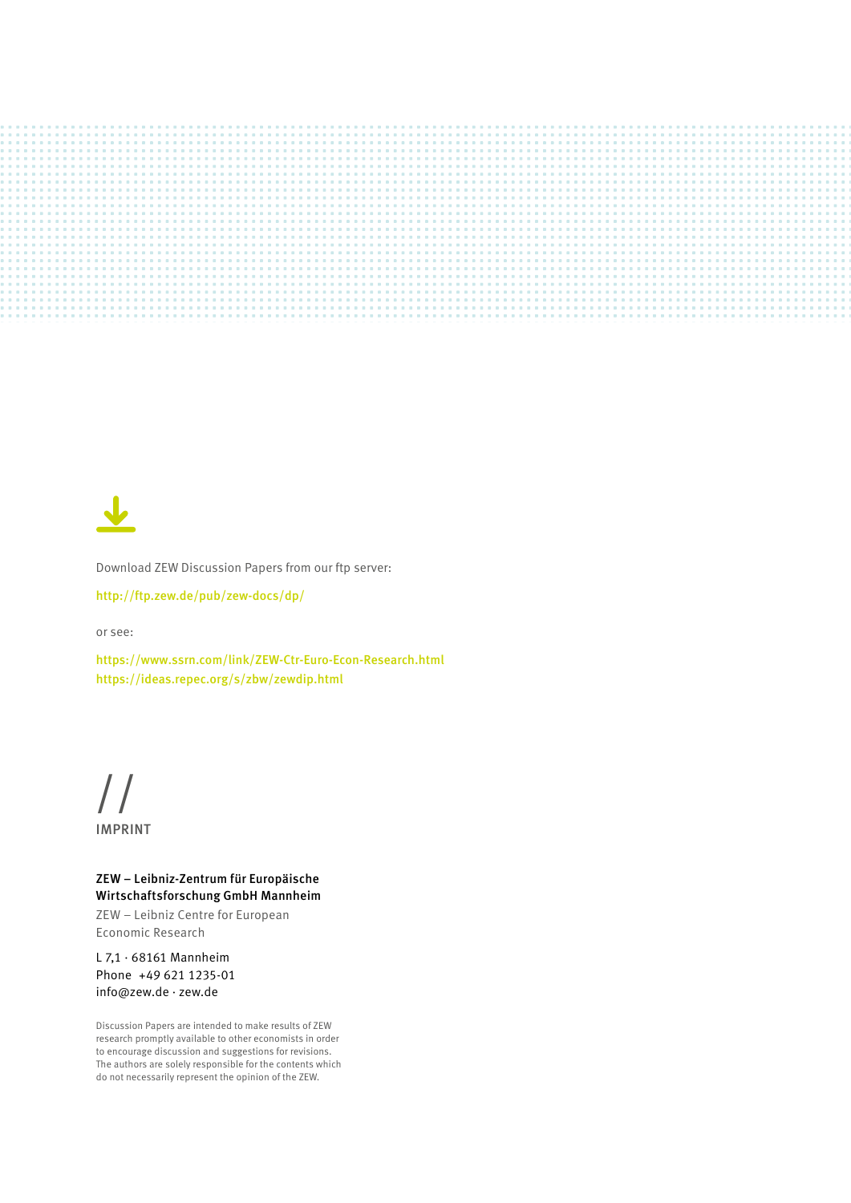Download ZEW Discussion Papers from our ftp server:

http://ftp.zew.de/pub/zew-docs/dp/

or see:

https://www.ssrn.com/link/ZEW-Ctr-Euro-Econ-Research.html
https://ideas.repec.org/s/zbw/zewdip.html

//
IMPRINT

**ZEW – Leibniz-Zentrum für Europäische Wirtschaftsforschung GmbH Mannheim**

ZEW – Leibniz Centre for European Economic Research

L 7,1 · 68161 Mannheim
Phone +49 621 1235-01
info@zew.de · zew.de

Discussion Papers are intended to make results of ZEW research promptly available to other economists in order to encourage discussion and suggestions for revisions. The authors are solely responsible for the contents which do not necessarily represent the opinion of the ZEW.